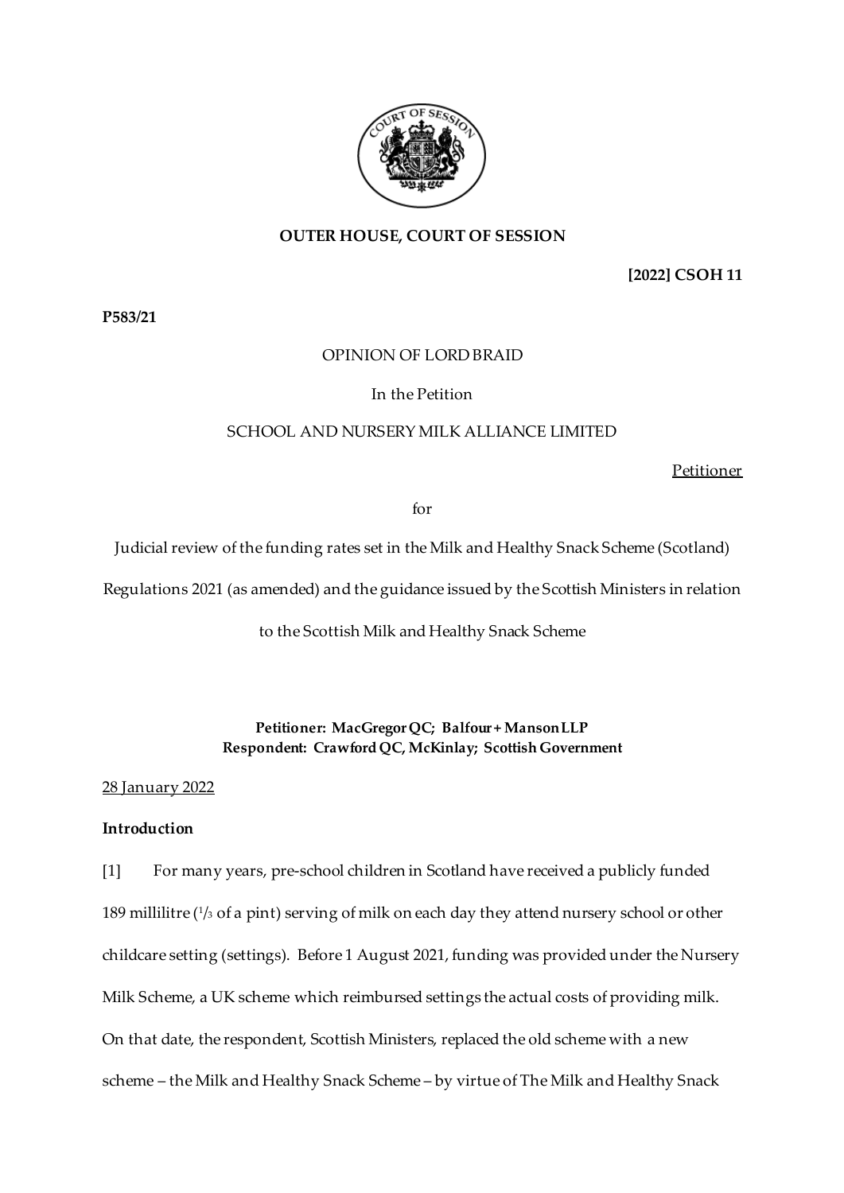**OUTER HOUSE, COURT OF SESSION**

**[2022] CSOH 11**

**P583/21**

OPINION OF LORD BRAID

In the Petition

SCHOOL AND NURSERY MILK ALLIANCE LIMITED

Petitioner

for

Judicial review of the funding rates set in the Milk and Healthy Snack Scheme (Scotland) Regulations 2021 (as amended) and the guidance issued by the Scottish Ministers in relation to the Scottish Milk and Healthy Snack Scheme

**Petitioner: MacGregor QC; Balfour + Manson LLP**
**Respondent: Crawford QC, McKinlay; Scottish Government**

28 January 2022

**Introduction**

[1] For many years, pre-school children in Scotland have received a publicly funded 189 millilitre (1/3 of a pint) serving of milk on each day they attend nursery school or other childcare setting (settings). Before 1 August 2021, funding was provided under the Nursery Milk Scheme, a UK scheme which reimbursed settings the actual costs of providing milk. On that date, the respondent, Scottish Ministers, replaced the old scheme with a new scheme – the Milk and Healthy Snack Scheme – by virtue of The Milk and Healthy Snack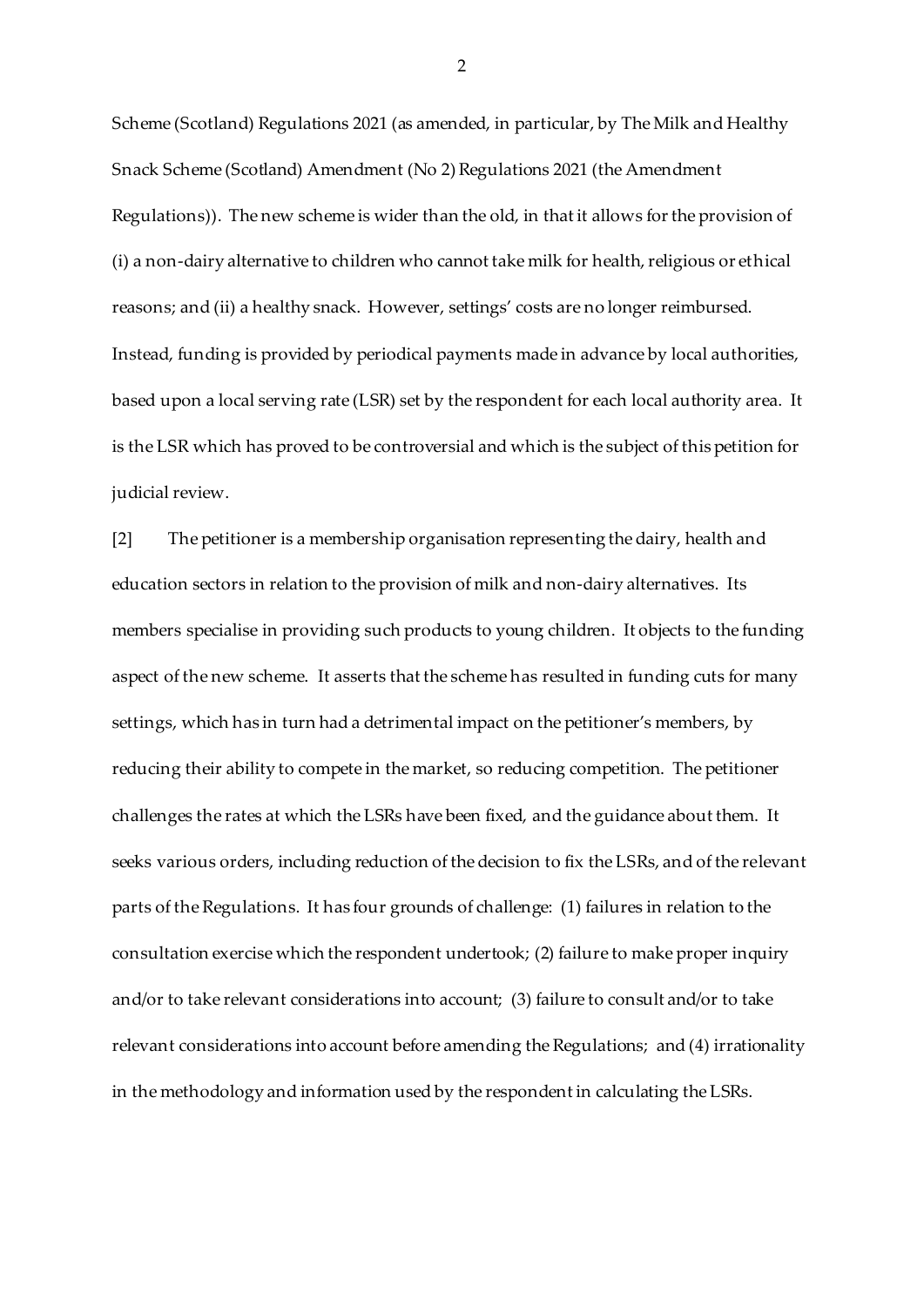Scheme (Scotland) Regulations 2021 (as amended, in particular, by The Milk and Healthy Snack Scheme (Scotland) Amendment (No 2) Regulations 2021 (the Amendment Regulations)). The new scheme is wider than the old, in that it allows for the provision of (i) a non-dairy alternative to children who cannot take milk for health, religious or ethical reasons; and (ii) a healthy snack. However, settings' costs are no longer reimbursed. Instead, funding is provided by periodical payments made in advance by local authorities, based upon a local serving rate (LSR) set by the respondent for each local authority area. It is the LSR which has proved to be controversial and which is the subject of this petition for judicial review.

[2] The petitioner is a membership organisation representing the dairy, health and education sectors in relation to the provision of milk and non-dairy alternatives. Its members specialise in providing such products to young children. It objects to the funding aspect of the new scheme. It asserts that the scheme has resulted in funding cuts for many settings, which has in turn had a detrimental impact on the petitioner's members, by reducing their ability to compete in the market, so reducing competition. The petitioner challenges the rates at which the LSRs have been fixed, and the guidance about them. It seeks various orders, including reduction of the decision to fix the LSRs, and of the relevant parts of the Regulations. It has four grounds of challenge: (1) failures in relation to the consultation exercise which the respondent undertook; (2) failure to make proper inquiry and/or to take relevant considerations into account; (3) failure to consult and/or to take relevant considerations into account before amending the Regulations; and (4) irrationality in the methodology and information used by the respondent in calculating the LSRs.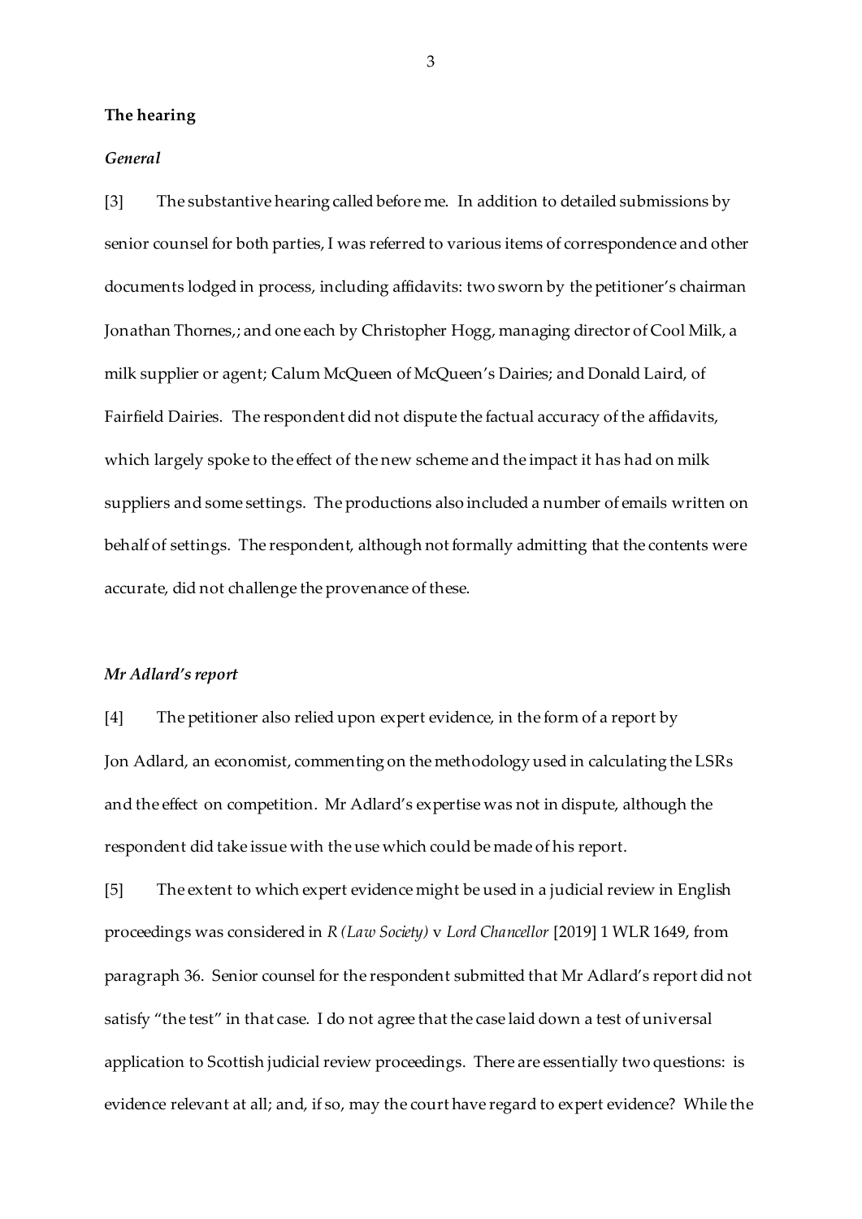**The hearing**

***General***

[3] The substantive hearing called before me. In addition to detailed submissions by senior counsel for both parties, I was referred to various items of correspondence and other documents lodged in process, including affidavits: two sworn by the petitioner's chairman Jonathan Thornes,; and one each by Christopher Hogg, managing director of Cool Milk, a milk supplier or agent; Calum McQueen of McQueen's Dairies; and Donald Laird, of Fairfield Dairies. The respondent did not dispute the factual accuracy of the affidavits, which largely spoke to the effect of the new scheme and the impact it has had on milk suppliers and some settings. The productions also included a number of emails written on behalf of settings. The respondent, although not formally admitting that the contents were accurate, did not challenge the provenance of these.

***Mr Adlard's report***

[4] The petitioner also relied upon expert evidence, in the form of a report by Jon Adlard, an economist, commenting on the methodology used in calculating the LSRs and the effect on competition. Mr Adlard's expertise was not in dispute, although the respondent did take issue with the use which could be made of his report.

[5] The extent to which expert evidence might be used in a judicial review in English proceedings was considered in *R (Law Society)* v *Lord Chancellor* [2019] 1 WLR 1649, from paragraph 36. Senior counsel for the respondent submitted that Mr Adlard's report did not satisfy "the test" in that case. I do not agree that the case laid down a test of universal application to Scottish judicial review proceedings. There are essentially two questions: is evidence relevant at all; and, if so, may the court have regard to expert evidence? While the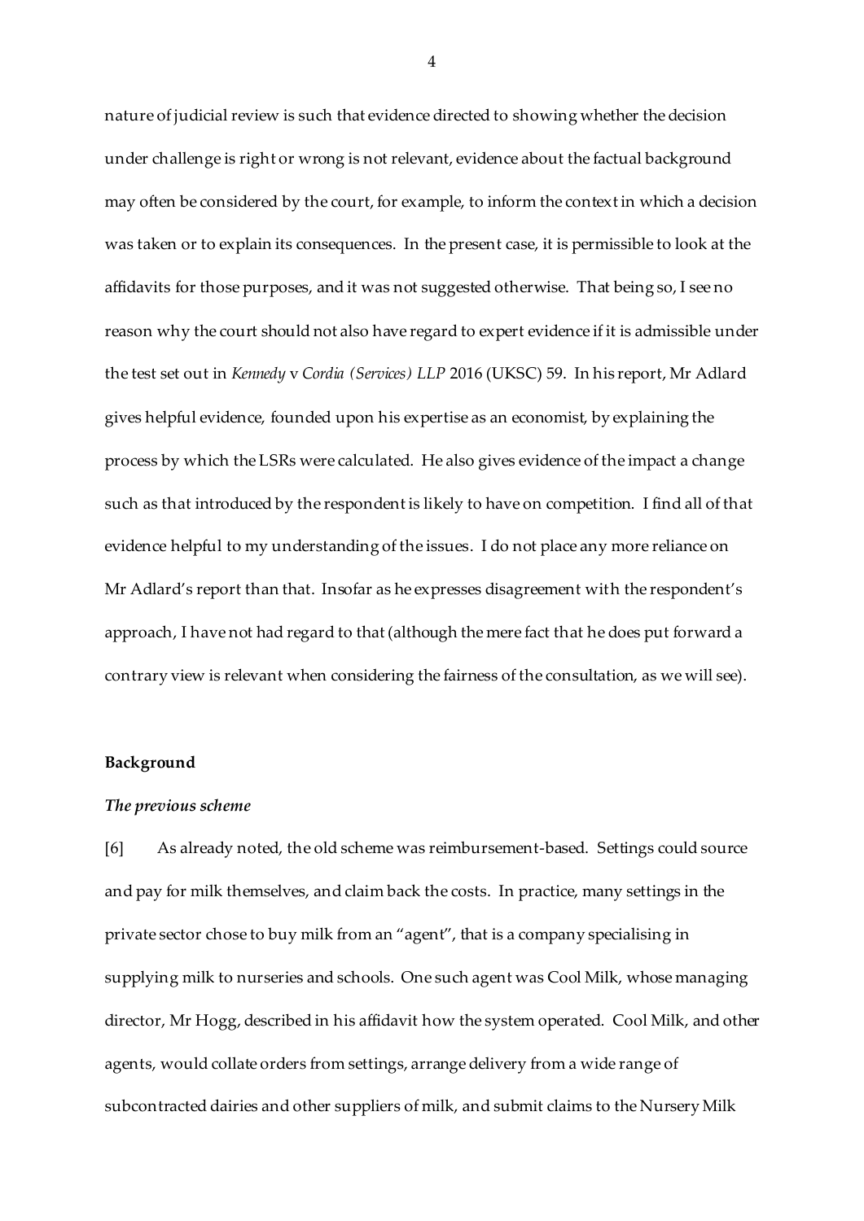nature of judicial review is such that evidence directed to showing whether the decision under challenge is right or wrong is not relevant, evidence about the factual background may often be considered by the court, for example, to inform the context in which a decision was taken or to explain its consequences. In the present case, it is permissible to look at the affidavits for those purposes, and it was not suggested otherwise. That being so, I see no reason why the court should not also have regard to expert evidence if it is admissible under the test set out in *Kennedy* v *Cordia (Services) LLP* 2016 (UKSC) 59. In his report, Mr Adlard gives helpful evidence, founded upon his expertise as an economist, by explaining the process by which the LSRs were calculated. He also gives evidence of the impact a change such as that introduced by the respondent is likely to have on competition. I find all of that evidence helpful to my understanding of the issues. I do not place any more reliance on Mr Adlard's report than that. Insofar as he expresses disagreement with the respondent's approach, I have not had regard to that (although the mere fact that he does put forward a contrary view is relevant when considering the fairness of the consultation, as we will see).

**Background**

***The previous scheme***

[6] As already noted, the old scheme was reimbursement-based. Settings could source and pay for milk themselves, and claim back the costs. In practice, many settings in the private sector chose to buy milk from an "agent", that is a company specialising in supplying milk to nurseries and schools. One such agent was Cool Milk, whose managing director, Mr Hogg, described in his affidavit how the system operated. Cool Milk, and other agents, would collate orders from settings, arrange delivery from a wide range of subcontracted dairies and other suppliers of milk, and submit claims to the Nursery Milk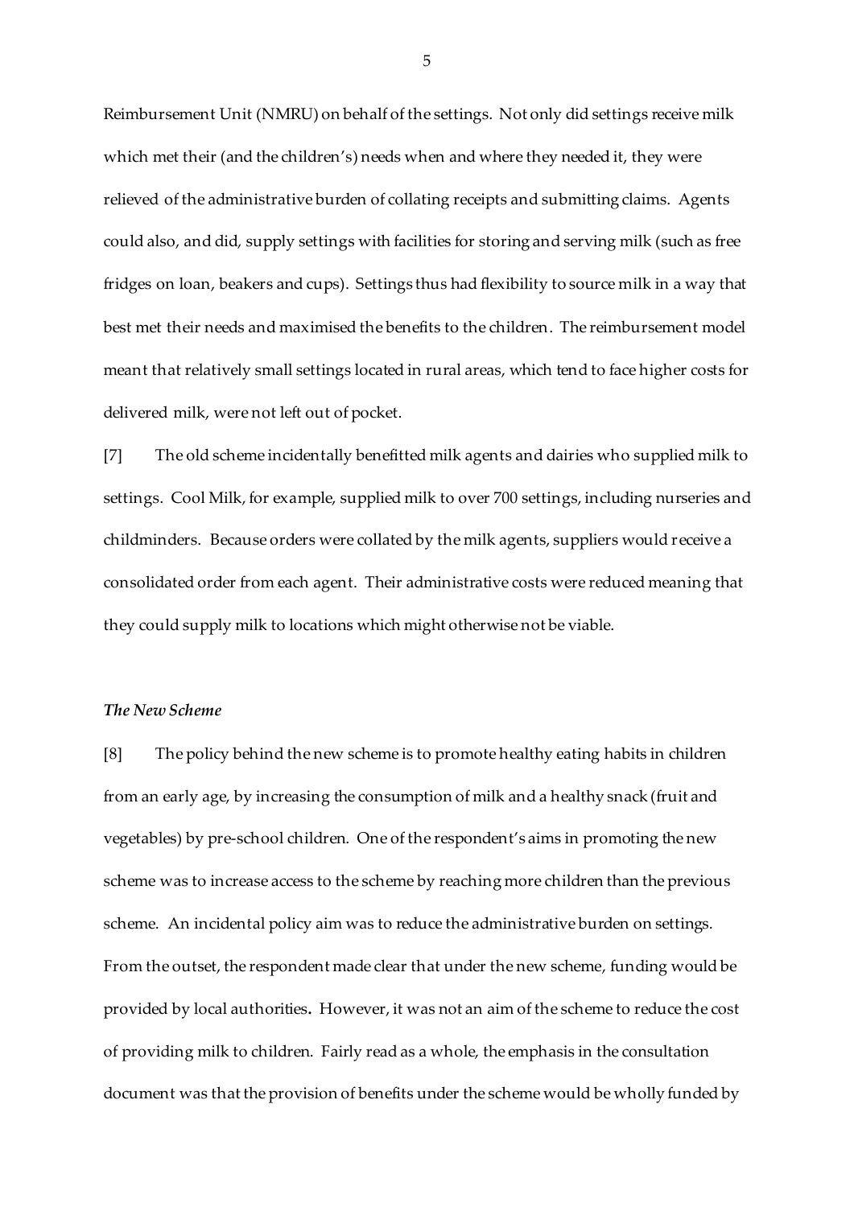Reimbursement Unit (NMRU) on behalf of the settings. Not only did settings receive milk which met their (and the children's) needs when and where they needed it, they were relieved of the administrative burden of collating receipts and submitting claims. Agents could also, and did, supply settings with facilities for storing and serving milk (such as free fridges on loan, beakers and cups). Settings thus had flexibility to source milk in a way that best met their needs and maximised the benefits to the children. The reimbursement model meant that relatively small settings located in rural areas, which tend to face higher costs for delivered milk, were not left out of pocket.

[7] The old scheme incidentally benefitted milk agents and dairies who supplied milk to settings. Cool Milk, for example, supplied milk to over 700 settings, including nurseries and childminders. Because orders were collated by the milk agents, suppliers would receive a consolidated order from each agent. Their administrative costs were reduced meaning that they could supply milk to locations which might otherwise not be viable.

### *The New Scheme*

[8] The policy behind the new scheme is to promote healthy eating habits in children from an early age, by increasing the consumption of milk and a healthy snack (fruit and vegetables) by pre-school children. One of the respondent's aims in promoting the new scheme was to increase access to the scheme by reaching more children than the previous scheme. An incidental policy aim was to reduce the administrative burden on settings. From the outset, the respondent made clear that under the new scheme, funding would be provided by local authorities**.** However, it was not an aim of the scheme to reduce the cost of providing milk to children. Fairly read as a whole, the emphasis in the consultation document was that the provision of benefits under the scheme would be wholly funded by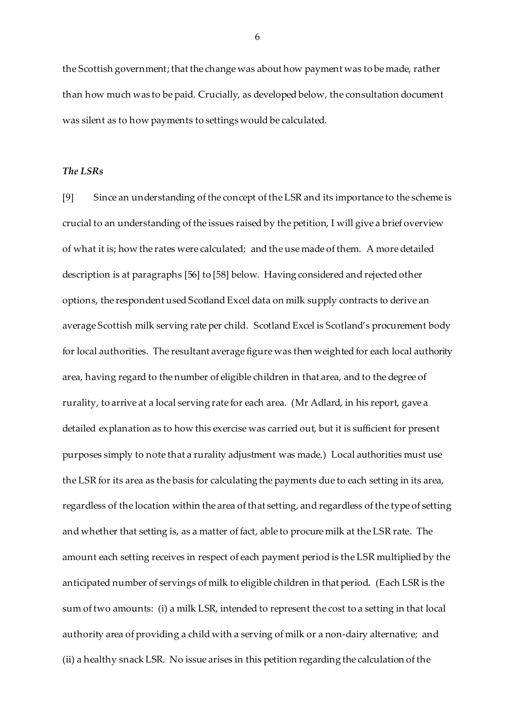the Scottish government; that the change was about how payment was to be made, rather than how much was to be paid. Crucially, as developed below, the consultation document was silent as to how payments to settings would be calculated.

### *The LSRs*

[9] Since an understanding of the concept of the LSR and its importance to the scheme is crucial to an understanding of the issues raised by the petition, I will give a brief overview of what it is; how the rates were calculated; and the use made of them. A more detailed description is at paragraphs [56] to [58] below. Having considered and rejected other options, the respondent used Scotland Excel data on milk supply contracts to derive an average Scottish milk serving rate per child. Scotland Excel is Scotland's procurement body for local authorities. The resultant average figure was then weighted for each local authority area, having regard to the number of eligible children in that area, and to the degree of rurality, to arrive at a local serving rate for each area. (Mr Adlard, in his report, gave a detailed explanation as to how this exercise was carried out, but it is sufficient for present purposes simply to note that a rurality adjustment was made.) Local authorities must use the LSR for its area as the basis for calculating the payments due to each setting in its area, regardless of the location within the area of that setting, and regardless of the type of setting and whether that setting is, as a matter of fact, able to procure milk at the LSR rate. The amount each setting receives in respect of each payment period is the LSR multiplied by the anticipated number of servings of milk to eligible children in that period. (Each LSR is the sum of two amounts: (i) a milk LSR, intended to represent the cost to a setting in that local authority area of providing a child with a serving of milk or a non-dairy alternative; and (ii) a healthy snack LSR. No issue arises in this petition regarding the calculation of the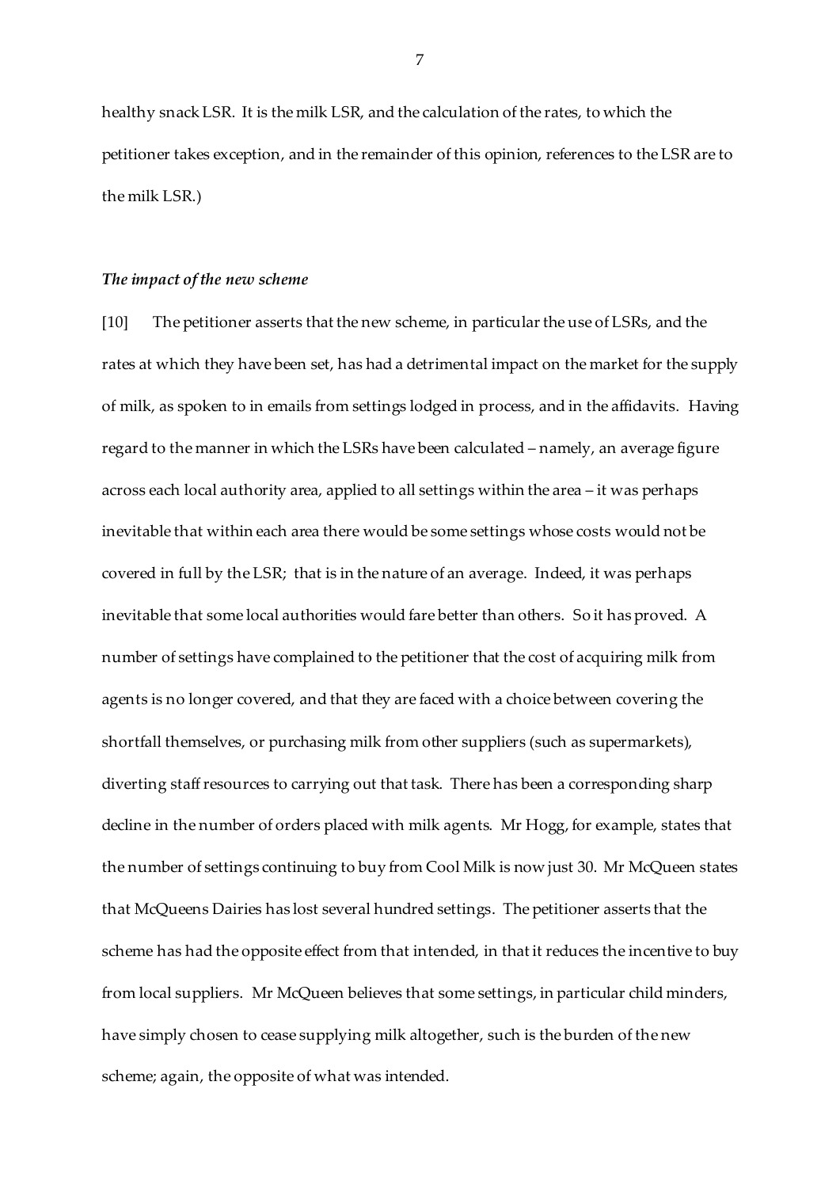healthy snack LSR. It is the milk LSR, and the calculation of the rates, to which the petitioner takes exception, and in the remainder of this opinion, references to the LSR are to the milk LSR.)

### *The impact of the new scheme*

[10] The petitioner asserts that the new scheme, in particular the use of LSRs, and the rates at which they have been set, has had a detrimental impact on the market for the supply of milk, as spoken to in emails from settings lodged in process, and in the affidavits. Having regard to the manner in which the LSRs have been calculated – namely, an average figure across each local authority area, applied to all settings within the area – it was perhaps inevitable that within each area there would be some settings whose costs would not be covered in full by the LSR; that is in the nature of an average. Indeed, it was perhaps inevitable that some local authorities would fare better than others. So it has proved. A number of settings have complained to the petitioner that the cost of acquiring milk from agents is no longer covered, and that they are faced with a choice between covering the shortfall themselves, or purchasing milk from other suppliers (such as supermarkets), diverting staff resources to carrying out that task. There has been a corresponding sharp decline in the number of orders placed with milk agents. Mr Hogg, for example, states that the number of settings continuing to buy from Cool Milk is now just 30. Mr McQueen states that McQueens Dairies has lost several hundred settings. The petitioner asserts that the scheme has had the opposite effect from that intended, in that it reduces the incentive to buy from local suppliers. Mr McQueen believes that some settings, in particular child minders, have simply chosen to cease supplying milk altogether, such is the burden of the new scheme; again, the opposite of what was intended.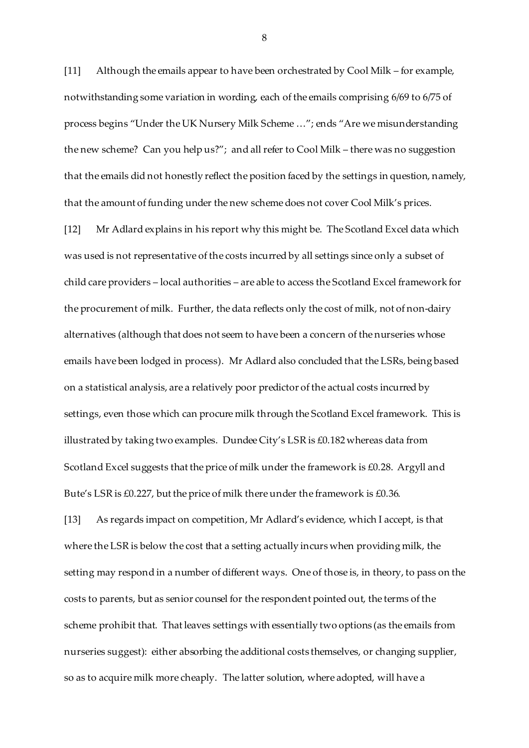[11] Although the emails appear to have been orchestrated by Cool Milk – for example, notwithstanding some variation in wording, each of the emails comprising 6/69 to 6/75 of process begins "Under the UK Nursery Milk Scheme …"; ends "Are we misunderstanding the new scheme? Can you help us?"; and all refer to Cool Milk – there was no suggestion that the emails did not honestly reflect the position faced by the settings in question, namely, that the amount of funding under the new scheme does not cover Cool Milk's prices.

[12] Mr Adlard explains in his report why this might be. The Scotland Excel data which was used is not representative of the costs incurred by all settings since only a subset of child care providers – local authorities – are able to access the Scotland Excel framework for the procurement of milk. Further, the data reflects only the cost of milk, not of non-dairy alternatives (although that does not seem to have been a concern of the nurseries whose emails have been lodged in process). Mr Adlard also concluded that the LSRs, being based on a statistical analysis, are a relatively poor predictor of the actual costs incurred by settings, even those which can procure milk through the Scotland Excel framework. This is illustrated by taking two examples. Dundee City's LSR is £0.182 whereas data from Scotland Excel suggests that the price of milk under the framework is £0.28. Argyll and Bute's LSR is £0.227, but the price of milk there under the framework is £0.36.

[13] As regards impact on competition, Mr Adlard's evidence, which I accept, is that where the LSR is below the cost that a setting actually incurs when providing milk, the setting may respond in a number of different ways. One of those is, in theory, to pass on the costs to parents, but as senior counsel for the respondent pointed out, the terms of the scheme prohibit that. That leaves settings with essentially two options (as the emails from nurseries suggest): either absorbing the additional costs themselves, or changing supplier, so as to acquire milk more cheaply. The latter solution, where adopted, will have a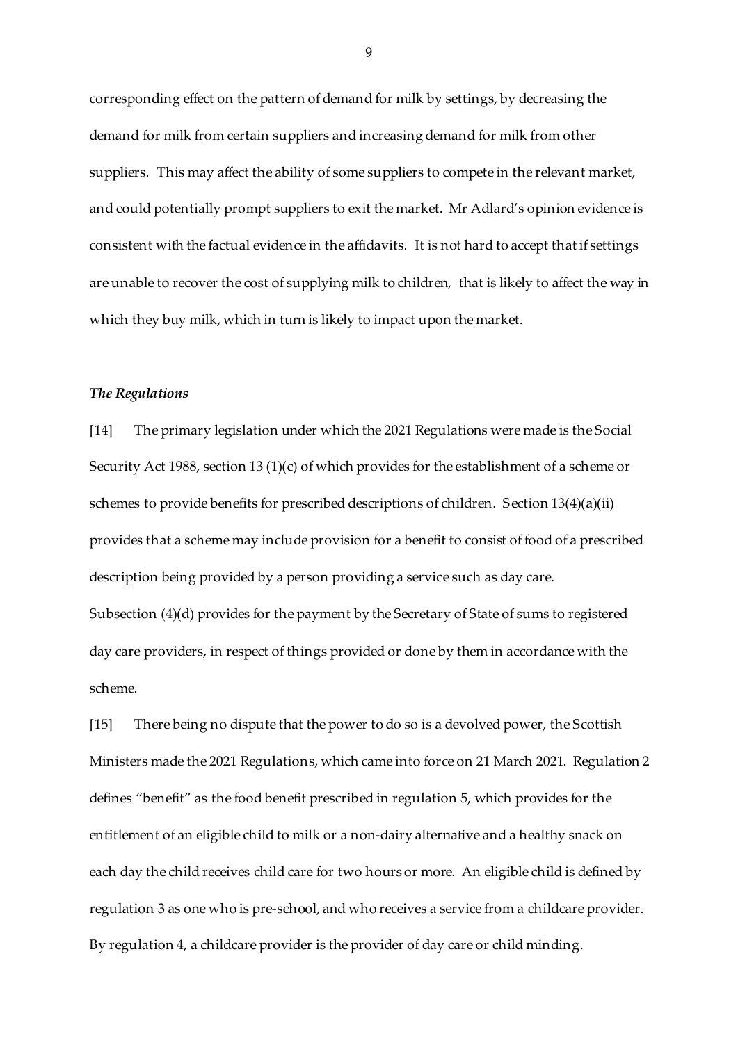corresponding effect on the pattern of demand for milk by settings, by decreasing the demand for milk from certain suppliers and increasing demand for milk from other suppliers. This may affect the ability of some suppliers to compete in the relevant market, and could potentially prompt suppliers to exit the market. Mr Adlard's opinion evidence is consistent with the factual evidence in the affidavits. It is not hard to accept that if settings are unable to recover the cost of supplying milk to children, that is likely to affect the way in which they buy milk, which in turn is likely to impact upon the market.

***The Regulations***

[14] The primary legislation under which the 2021 Regulations were made is the Social Security Act 1988, section 13 (1)(c) of which provides for the establishment of a scheme or schemes to provide benefits for prescribed descriptions of children. Section 13(4)(a)(ii) provides that a scheme may include provision for a benefit to consist of food of a prescribed description being provided by a person providing a service such as day care. Subsection (4)(d) provides for the payment by the Secretary of State of sums to registered day care providers, in respect of things provided or done by them in accordance with the scheme.

[15] There being no dispute that the power to do so is a devolved power, the Scottish Ministers made the 2021 Regulations, which came into force on 21 March 2021. Regulation 2 defines "benefit" as the food benefit prescribed in regulation 5, which provides for the entitlement of an eligible child to milk or a non-dairy alternative and a healthy snack on each day the child receives child care for two hours or more. An eligible child is defined by regulation 3 as one who is pre-school, and who receives a service from a childcare provider. By regulation 4, a childcare provider is the provider of day care or child minding.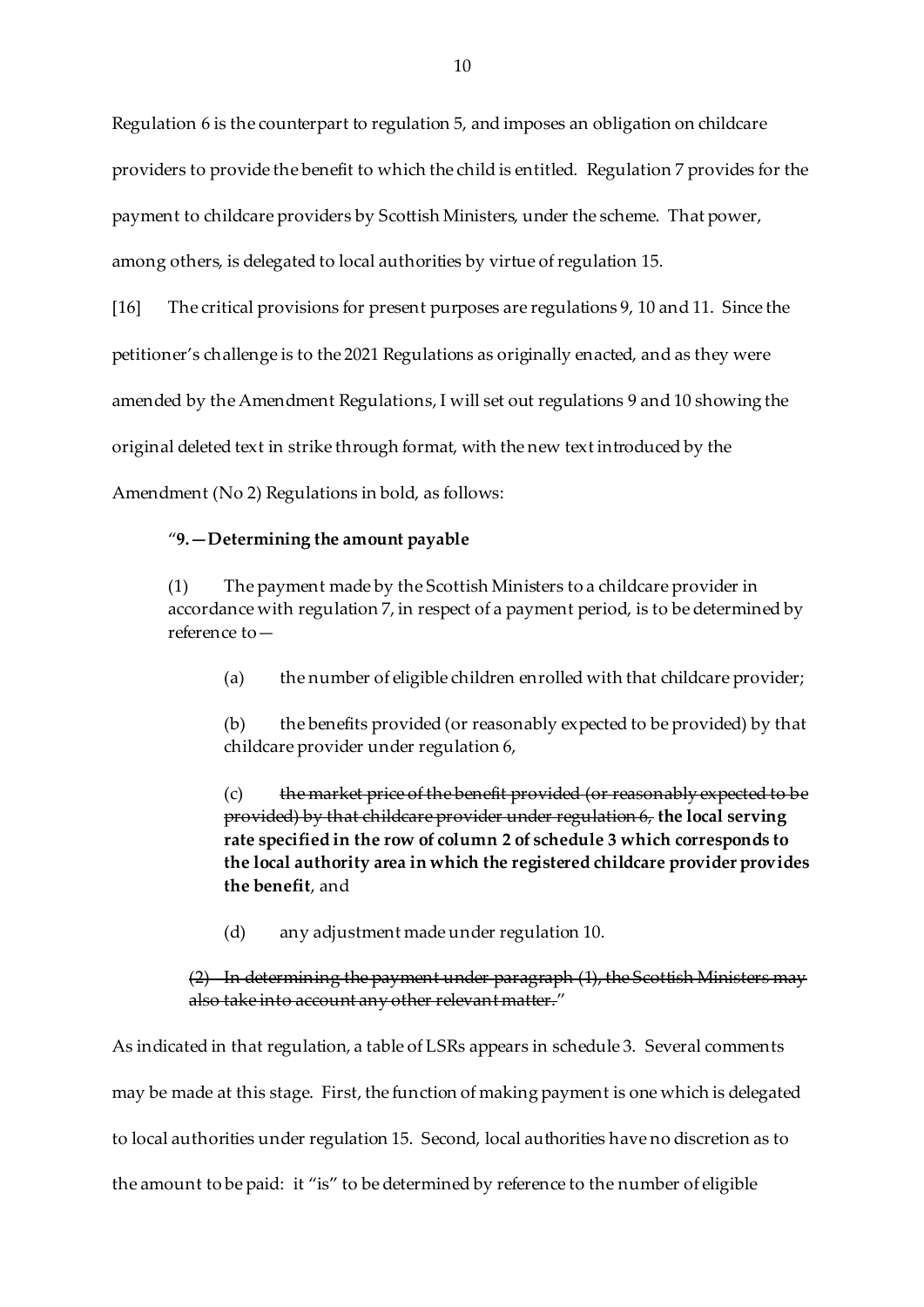Regulation 6 is the counterpart to regulation 5, and imposes an obligation on childcare providers to provide the benefit to which the child is entitled. Regulation 7 provides for the payment to childcare providers by Scottish Ministers, under the scheme. That power, among others, is delegated to local authorities by virtue of regulation 15.

[16] The critical provisions for present purposes are regulations 9, 10 and 11. Since the petitioner's challenge is to the 2021 Regulations as originally enacted, and as they were amended by the Amendment Regulations, I will set out regulations 9 and 10 showing the original deleted text in strike through format, with the new text introduced by the Amendment (No 2) Regulations in bold, as follows:

> "**9.—Determining the amount payable**
>
> (1) The payment made by the Scottish Ministers to a childcare provider in accordance with regulation 7, in respect of a payment period, is to be determined by reference to—
>
> > (a) the number of eligible children enrolled with that childcare provider;
> >
> > (b) the benefits provided (or reasonably expected to be provided) by that childcare provider under regulation 6,
> >
> > (c) ~~the market price of the benefit provided (or reasonably expected to be provided) by that childcare provider under regulation 6,~~ **the local serving rate specified in the row of column 2 of schedule 3 which corresponds to the local authority area in which the registered childcare provider provides the benefit**, and
> >
> > (d) any adjustment made under regulation 10.
>
> ~~(2) In determining the payment under paragraph (1), the Scottish Ministers may also take into account any other relevant matter.~~"

As indicated in that regulation, a table of LSRs appears in schedule 3. Several comments may be made at this stage. First, the function of making payment is one which is delegated to local authorities under regulation 15. Second, local authorities have no discretion as to the amount to be paid: it "is" to be determined by reference to the number of eligible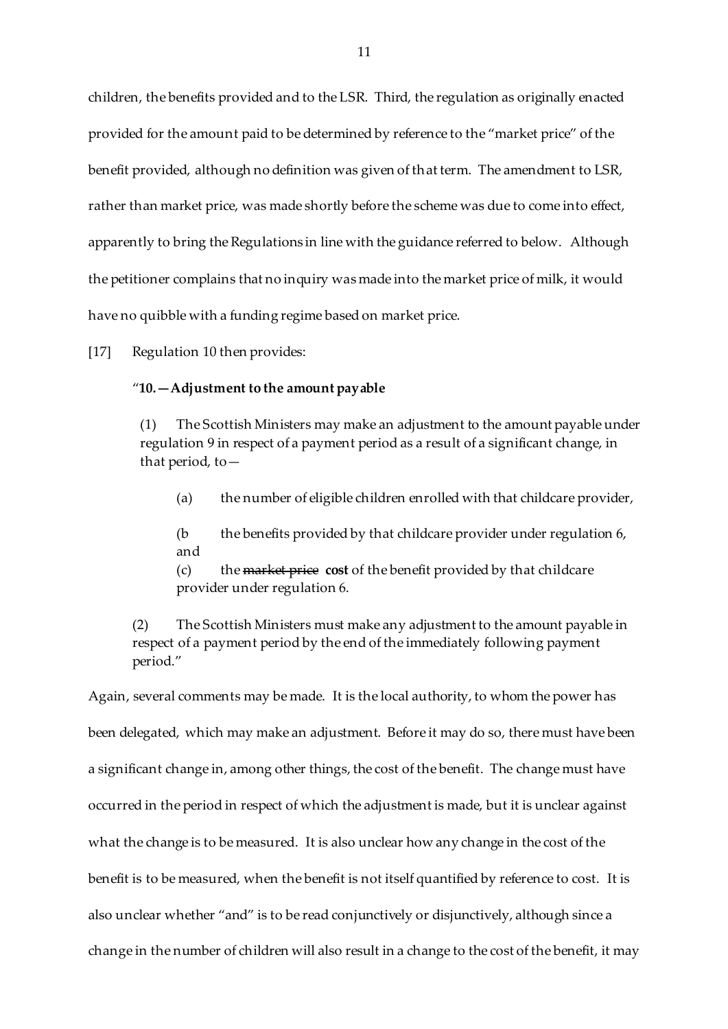children, the benefits provided and to the LSR. Third, the regulation as originally enacted provided for the amount paid to be determined by reference to the "market price" of the benefit provided, although no definition was given of that term. The amendment to LSR, rather than market price, was made shortly before the scheme was due to come into effect, apparently to bring the Regulations in line with the guidance referred to below. Although the petitioner complains that no inquiry was made into the market price of milk, it would have no quibble with a funding regime based on market price.

[17] Regulation 10 then provides:

> "**10.—Adjustment to the amount payable**
>
> (1) The Scottish Ministers may make an adjustment to the amount payable under regulation 9 in respect of a payment period as a result of a significant change, in that period, to—
>
> > (a) the number of eligible children enrolled with that childcare provider,
> >
> > (b the benefits provided by that childcare provider under regulation 6, and
> >
> > (c) the ~~market price~~ **cost** of the benefit provided by that childcare provider under regulation 6.
>
> (2) The Scottish Ministers must make any adjustment to the amount payable in respect of a payment period by the end of the immediately following payment period."

Again, several comments may be made. It is the local authority, to whom the power has been delegated, which may make an adjustment. Before it may do so, there must have been a significant change in, among other things, the cost of the benefit. The change must have occurred in the period in respect of which the adjustment is made, but it is unclear against what the change is to be measured. It is also unclear how any change in the cost of the benefit is to be measured, when the benefit is not itself quantified by reference to cost. It is also unclear whether "and" is to be read conjunctively or disjunctively, although since a change in the number of children will also result in a change to the cost of the benefit, it may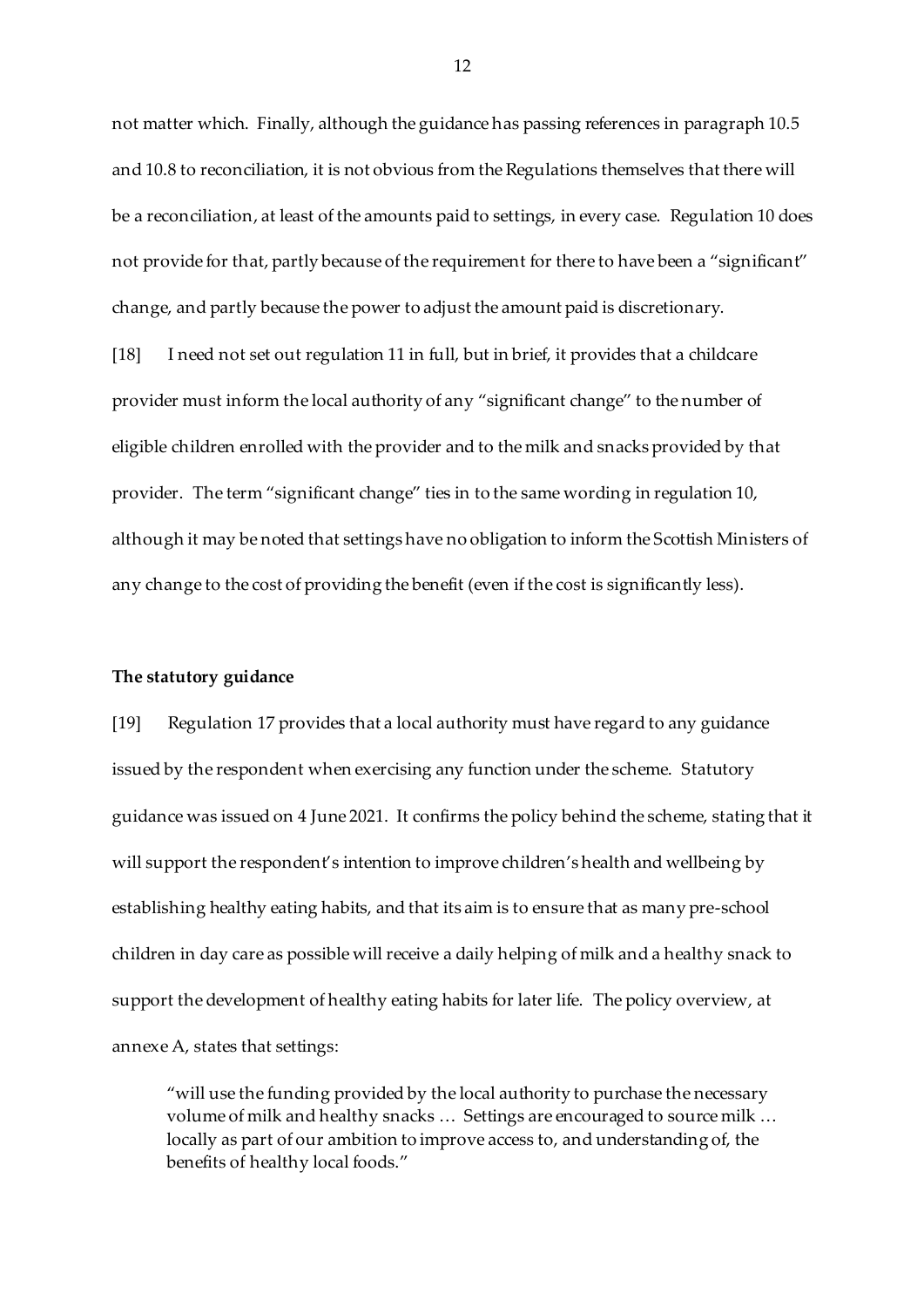not matter which. Finally, although the guidance has passing references in paragraph 10.5 and 10.8 to reconciliation, it is not obvious from the Regulations themselves that there will be a reconciliation, at least of the amounts paid to settings, in every case. Regulation 10 does not provide for that, partly because of the requirement for there to have been a "significant" change, and partly because the power to adjust the amount paid is discretionary.

[18] I need not set out regulation 11 in full, but in brief, it provides that a childcare provider must inform the local authority of any "significant change" to the number of eligible children enrolled with the provider and to the milk and snacks provided by that provider. The term "significant change" ties in to the same wording in regulation 10, although it may be noted that settings have no obligation to inform the Scottish Ministers of any change to the cost of providing the benefit (even if the cost is significantly less).

**The statutory guidance**

[19] Regulation 17 provides that a local authority must have regard to any guidance issued by the respondent when exercising any function under the scheme. Statutory guidance was issued on 4 June 2021. It confirms the policy behind the scheme, stating that it will support the respondent's intention to improve children's health and wellbeing by establishing healthy eating habits, and that its aim is to ensure that as many pre-school children in day care as possible will receive a daily helping of milk and a healthy snack to support the development of healthy eating habits for later life. The policy overview, at annexe A, states that settings:

> "will use the funding provided by the local authority to purchase the necessary volume of milk and healthy snacks … Settings are encouraged to source milk … locally as part of our ambition to improve access to, and understanding of, the benefits of healthy local foods."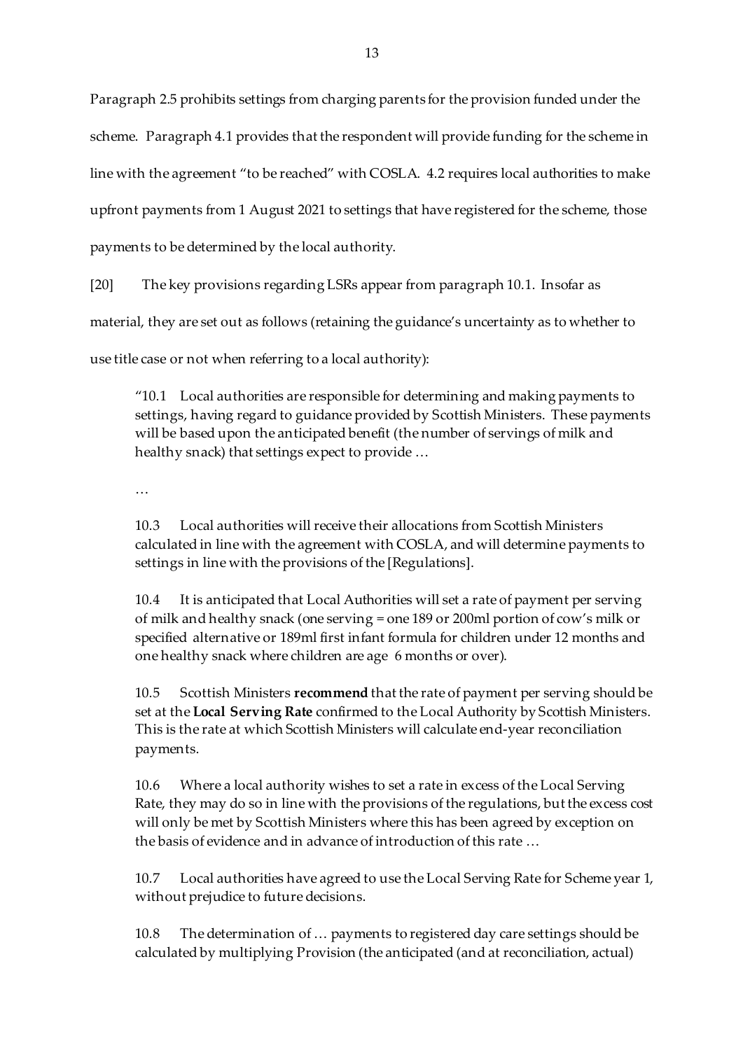Paragraph 2.5 prohibits settings from charging parents for the provision funded under the scheme. Paragraph 4.1 provides that the respondent will provide funding for the scheme in line with the agreement "to be reached" with COSLA. 4.2 requires local authorities to make upfront payments from 1 August 2021 to settings that have registered for the scheme, those payments to be determined by the local authority.

[20] The key provisions regarding LSRs appear from paragraph 10.1. Insofar as material, they are set out as follows (retaining the guidance's uncertainty as to whether to use title case or not when referring to a local authority):

> "10.1 Local authorities are responsible for determining and making payments to settings, having regard to guidance provided by Scottish Ministers. These payments will be based upon the anticipated benefit (the number of servings of milk and healthy snack) that settings expect to provide …
>
> …
>
> 10.3 Local authorities will receive their allocations from Scottish Ministers calculated in line with the agreement with COSLA, and will determine payments to settings in line with the provisions of the [Regulations].
>
> 10.4 It is anticipated that Local Authorities will set a rate of payment per serving of milk and healthy snack (one serving = one 189 or 200ml portion of cow's milk or specified alternative or 189ml first infant formula for children under 12 months and one healthy snack where children are age 6 months or over).
>
> 10.5 Scottish Ministers **recommend** that the rate of payment per serving should be set at the **Local Serving Rate** confirmed to the Local Authority by Scottish Ministers. This is the rate at which Scottish Ministers will calculate end-year reconciliation payments.
>
> 10.6 Where a local authority wishes to set a rate in excess of the Local Serving Rate, they may do so in line with the provisions of the regulations, but the excess cost will only be met by Scottish Ministers where this has been agreed by exception on the basis of evidence and in advance of introduction of this rate …
>
> 10.7 Local authorities have agreed to use the Local Serving Rate for Scheme year 1, without prejudice to future decisions.
>
> 10.8 The determination of … payments to registered day care settings should be calculated by multiplying Provision (the anticipated (and at reconciliation, actual)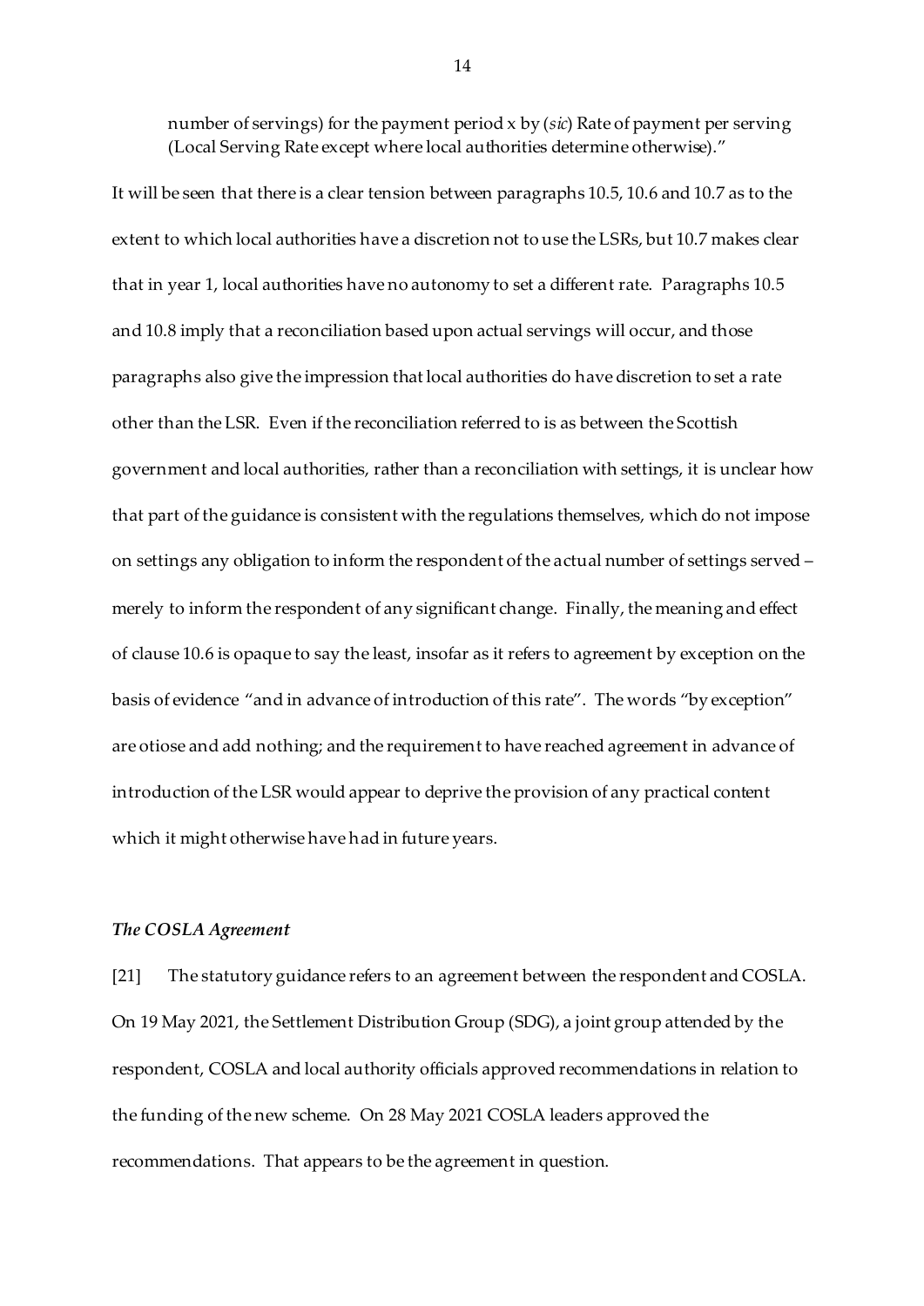number of servings) for the payment period x by (*sic*) Rate of payment per serving (Local Serving Rate except where local authorities determine otherwise)."

It will be seen that there is a clear tension between paragraphs 10.5, 10.6 and 10.7 as to the extent to which local authorities have a discretion not to use the LSRs, but 10.7 makes clear that in year 1, local authorities have no autonomy to set a different rate. Paragraphs 10.5 and 10.8 imply that a reconciliation based upon actual servings will occur, and those paragraphs also give the impression that local authorities do have discretion to set a rate other than the LSR. Even if the reconciliation referred to is as between the Scottish government and local authorities, rather than a reconciliation with settings, it is unclear how that part of the guidance is consistent with the regulations themselves, which do not impose on settings any obligation to inform the respondent of the actual number of settings served – merely to inform the respondent of any significant change. Finally, the meaning and effect of clause 10.6 is opaque to say the least, insofar as it refers to agreement by exception on the basis of evidence "and in advance of introduction of this rate". The words "by exception" are otiose and add nothing; and the requirement to have reached agreement in advance of introduction of the LSR would appear to deprive the provision of any practical content which it might otherwise have had in future years.

### *The COSLA Agreement*

[21] The statutory guidance refers to an agreement between the respondent and COSLA. On 19 May 2021, the Settlement Distribution Group (SDG), a joint group attended by the respondent, COSLA and local authority officials approved recommendations in relation to the funding of the new scheme. On 28 May 2021 COSLA leaders approved the recommendations. That appears to be the agreement in question.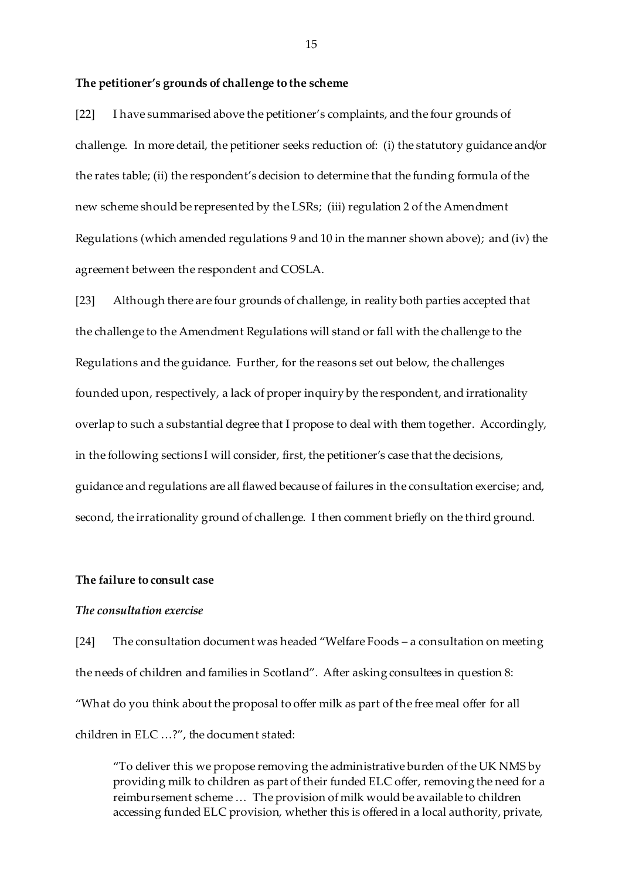**The petitioner's grounds of challenge to the scheme**

[22] I have summarised above the petitioner's complaints, and the four grounds of challenge. In more detail, the petitioner seeks reduction of: (i) the statutory guidance and/or the rates table; (ii) the respondent's decision to determine that the funding formula of the new scheme should be represented by the LSRs; (iii) regulation 2 of the Amendment Regulations (which amended regulations 9 and 10 in the manner shown above); and (iv) the agreement between the respondent and COSLA.

[23] Although there are four grounds of challenge, in reality both parties accepted that the challenge to the Amendment Regulations will stand or fall with the challenge to the Regulations and the guidance. Further, for the reasons set out below, the challenges founded upon, respectively, a lack of proper inquiry by the respondent, and irrationality overlap to such a substantial degree that I propose to deal with them together. Accordingly, in the following sections I will consider, first, the petitioner's case that the decisions, guidance and regulations are all flawed because of failures in the consultation exercise; and, second, the irrationality ground of challenge. I then comment briefly on the third ground.

**The failure to consult case**

***The consultation exercise***

[24] The consultation document was headed "Welfare Foods – a consultation on meeting the needs of children and families in Scotland". After asking consultees in question 8: "What do you think about the proposal to offer milk as part of the free meal offer for all children in ELC …?", the document stated:

> "To deliver this we propose removing the administrative burden of the UK NMS by providing milk to children as part of their funded ELC offer, removing the need for a reimbursement scheme … The provision of milk would be available to children accessing funded ELC provision, whether this is offered in a local authority, private,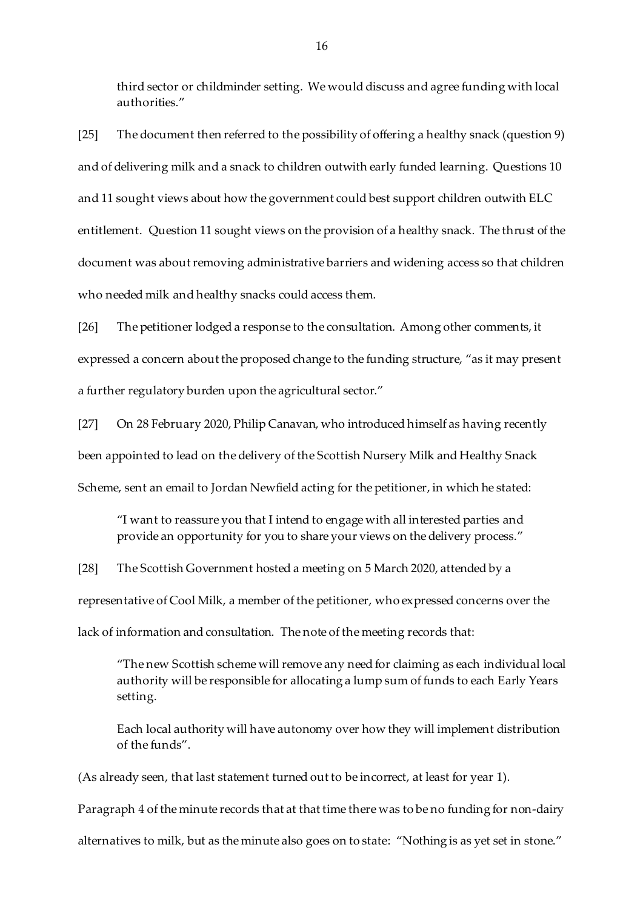> third sector or childminder setting. We would discuss and agree funding with local authorities."

[25] The document then referred to the possibility of offering a healthy snack (question 9) and of delivering milk and a snack to children outwith early funded learning. Questions 10 and 11 sought views about how the government could best support children outwith ELC entitlement. Question 11 sought views on the provision of a healthy snack. The thrust of the document was about removing administrative barriers and widening access so that children who needed milk and healthy snacks could access them.

[26] The petitioner lodged a response to the consultation. Among other comments, it expressed a concern about the proposed change to the funding structure, "as it may present a further regulatory burden upon the agricultural sector."

[27] On 28 February 2020, Philip Canavan, who introduced himself as having recently been appointed to lead on the delivery of the Scottish Nursery Milk and Healthy Snack Scheme, sent an email to Jordan Newfield acting for the petitioner, in which he stated:

> "I want to reassure you that I intend to engage with all interested parties and provide an opportunity for you to share your views on the delivery process."

[28] The Scottish Government hosted a meeting on 5 March 2020, attended by a representative of Cool Milk, a member of the petitioner, who expressed concerns over the lack of information and consultation. The note of the meeting records that:

> "The new Scottish scheme will remove any need for claiming as each individual local authority will be responsible for allocating a lump sum of funds to each Early Years setting.
>
> Each local authority will have autonomy over how they will implement distribution of the funds".

(As already seen, that last statement turned out to be incorrect, at least for year 1). Paragraph 4 of the minute records that at that time there was to be no funding for non-dairy alternatives to milk, but as the minute also goes on to state: "Nothing is as yet set in stone."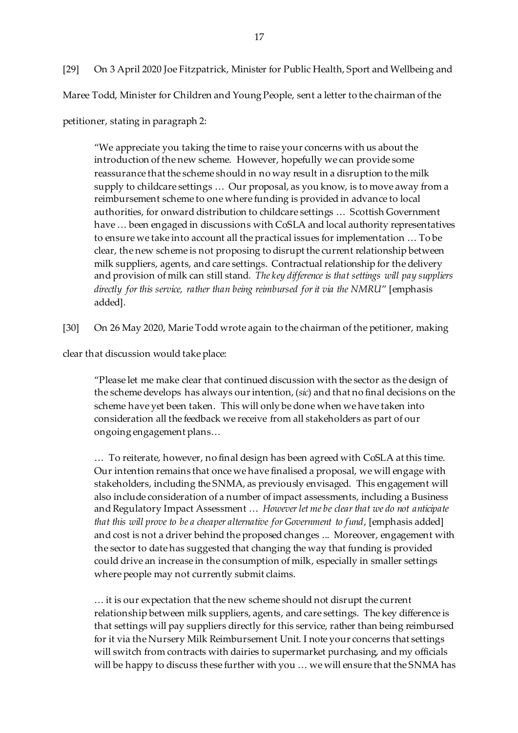[29] On 3 April 2020 Joe Fitzpatrick, Minister for Public Health, Sport and Wellbeing and Maree Todd, Minister for Children and Young People, sent a letter to the chairman of the petitioner, stating in paragraph 2:

> "We appreciate you taking the time to raise your concerns with us about the introduction of the new scheme. However, hopefully we can provide some reassurance that the scheme should in no way result in a disruption to the milk supply to childcare settings … Our proposal, as you know, is to move away from a reimbursement scheme to one where funding is provided in advance to local authorities, for onward distribution to childcare settings … Scottish Government have … been engaged in discussions with CoSLA and local authority representatives to ensure we take into account all the practical issues for implementation … To be clear, the new scheme is not proposing to disrupt the current relationship between milk suppliers, agents, and care settings. Contractual relationship for the delivery and provision of milk can still stand. *The key difference is that settings will pay suppliers directly for this service, rather than being reimbursed for it via the NMRU*" [emphasis added].

[30] On 26 May 2020, Marie Todd wrote again to the chairman of the petitioner, making clear that discussion would take place:

> "Please let me make clear that continued discussion with the sector as the design of the scheme develops has always our intention, (*sic*) and that no final decisions on the scheme have yet been taken. This will only be done when we have taken into consideration all the feedback we receive from all stakeholders as part of our ongoing engagement plans…
>
> … To reiterate, however, no final design has been agreed with CoSLA at this time. Our intention remains that once we have finalised a proposal, we will engage with stakeholders, including the SNMA, as previously envisaged. This engagement will also include consideration of a number of impact assessments, including a Business and Regulatory Impact Assessment … *However let me be clear that we do not anticipate that this will prove to be a cheaper alternative for Government to fund*, [emphasis added] and cost is not a driver behind the proposed changes ... Moreover, engagement with the sector to date has suggested that changing the way that funding is provided could drive an increase in the consumption of milk, especially in smaller settings where people may not currently submit claims.
>
> … it is our expectation that the new scheme should not disrupt the current relationship between milk suppliers, agents, and care settings. The key difference is that settings will pay suppliers directly for this service, rather than being reimbursed for it via the Nursery Milk Reimbursement Unit. I note your concerns that settings will switch from contracts with dairies to supermarket purchasing, and my officials will be happy to discuss these further with you … we will ensure that the SNMA has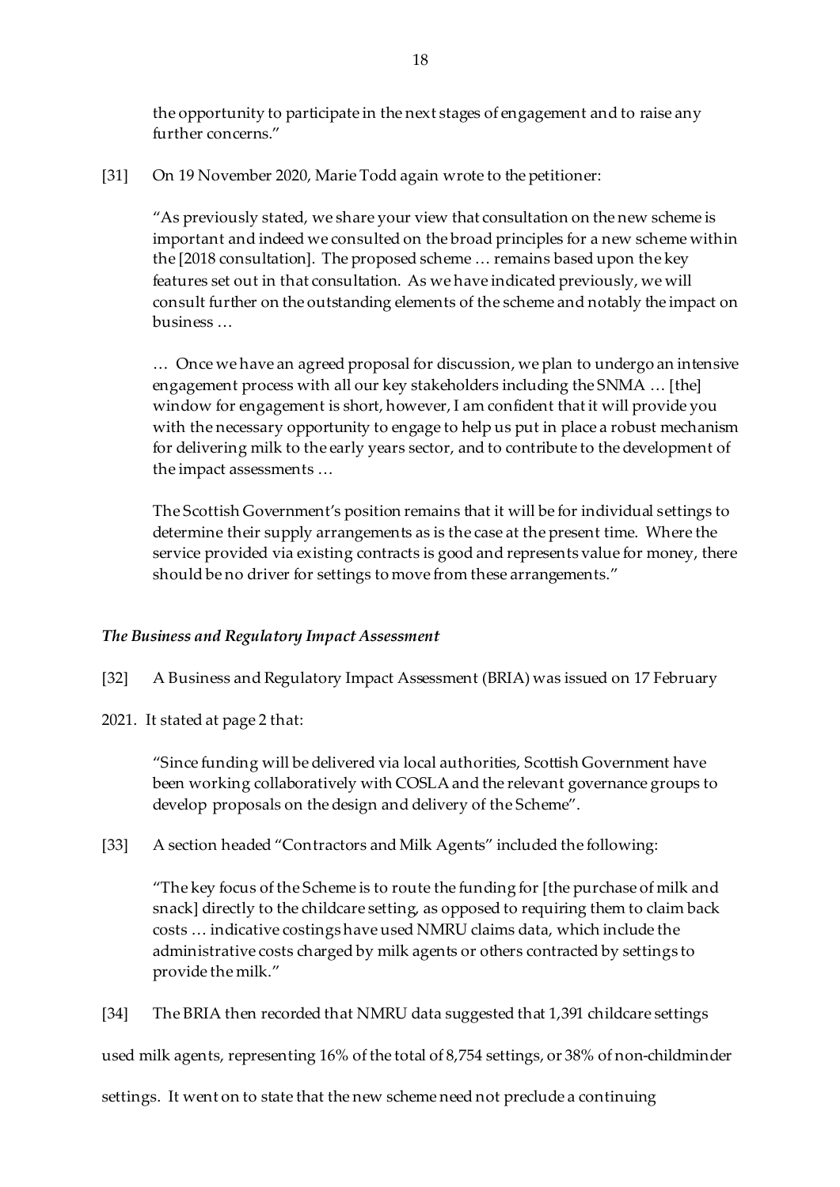the opportunity to participate in the next stages of engagement and to raise any further concerns."

[31] On 19 November 2020, Marie Todd again wrote to the petitioner:

> "As previously stated, we share your view that consultation on the new scheme is important and indeed we consulted on the broad principles for a new scheme within the [2018 consultation]. The proposed scheme … remains based upon the key features set out in that consultation. As we have indicated previously, we will consult further on the outstanding elements of the scheme and notably the impact on business …
>
> … Once we have an agreed proposal for discussion, we plan to undergo an intensive engagement process with all our key stakeholders including the SNMA … [the] window for engagement is short, however, I am confident that it will provide you with the necessary opportunity to engage to help us put in place a robust mechanism for delivering milk to the early years sector, and to contribute to the development of the impact assessments …
>
> The Scottish Government's position remains that it will be for individual settings to determine their supply arrangements as is the case at the present time. Where the service provided via existing contracts is good and represents value for money, there should be no driver for settings to move from these arrangements."

### *The Business and Regulatory Impact Assessment*

[32] A Business and Regulatory Impact Assessment (BRIA) was issued on 17 February 2021. It stated at page 2 that:

> "Since funding will be delivered via local authorities, Scottish Government have been working collaboratively with COSLA and the relevant governance groups to develop proposals on the design and delivery of the Scheme".

[33] A section headed "Contractors and Milk Agents" included the following:

> "The key focus of the Scheme is to route the funding for [the purchase of milk and snack] directly to the childcare setting, as opposed to requiring them to claim back costs … indicative costings have used NMRU claims data, which include the administrative costs charged by milk agents or others contracted by settings to provide the milk."

[34] The BRIA then recorded that NMRU data suggested that 1,391 childcare settings used milk agents, representing 16% of the total of 8,754 settings, or 38% of non-childminder settings. It went on to state that the new scheme need not preclude a continuing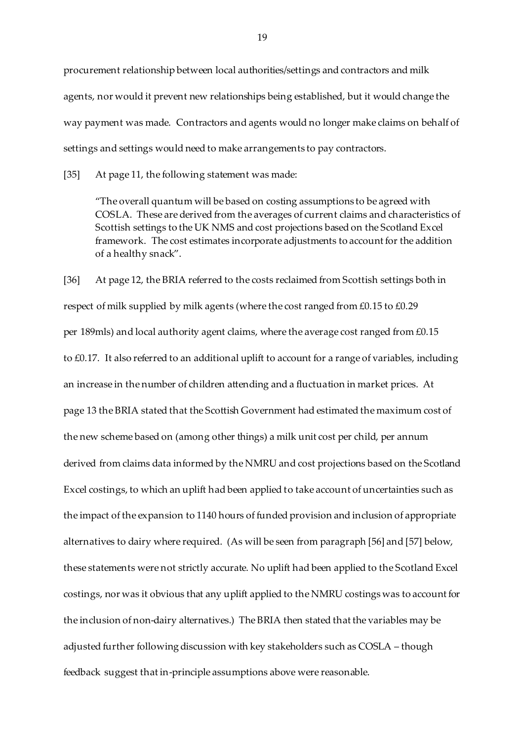procurement relationship between local authorities/settings and contractors and milk agents, nor would it prevent new relationships being established, but it would change the way payment was made. Contractors and agents would no longer make claims on behalf of settings and settings would need to make arrangements to pay contractors.

[35] At page 11, the following statement was made:

> "The overall quantum will be based on costing assumptions to be agreed with COSLA. These are derived from the averages of current claims and characteristics of Scottish settings to the UK NMS and cost projections based on the Scotland Excel framework. The cost estimates incorporate adjustments to account for the addition of a healthy snack".

[36] At page 12, the BRIA referred to the costs reclaimed from Scottish settings both in respect of milk supplied by milk agents (where the cost ranged from £0.15 to £0.29 per 189mls) and local authority agent claims, where the average cost ranged from £0.15 to £0.17. It also referred to an additional uplift to account for a range of variables, including an increase in the number of children attending and a fluctuation in market prices. At page 13 the BRIA stated that the Scottish Government had estimated the maximum cost of the new scheme based on (among other things) a milk unit cost per child, per annum derived from claims data informed by the NMRU and cost projections based on the Scotland Excel costings, to which an uplift had been applied to take account of uncertainties such as the impact of the expansion to 1140 hours of funded provision and inclusion of appropriate alternatives to dairy where required. (As will be seen from paragraph [56] and [57] below, these statements were not strictly accurate. No uplift had been applied to the Scotland Excel costings, nor was it obvious that any uplift applied to the NMRU costings was to account for the inclusion of non-dairy alternatives.) The BRIA then stated that the variables may be adjusted further following discussion with key stakeholders such as COSLA – though feedback suggest that in-principle assumptions above were reasonable.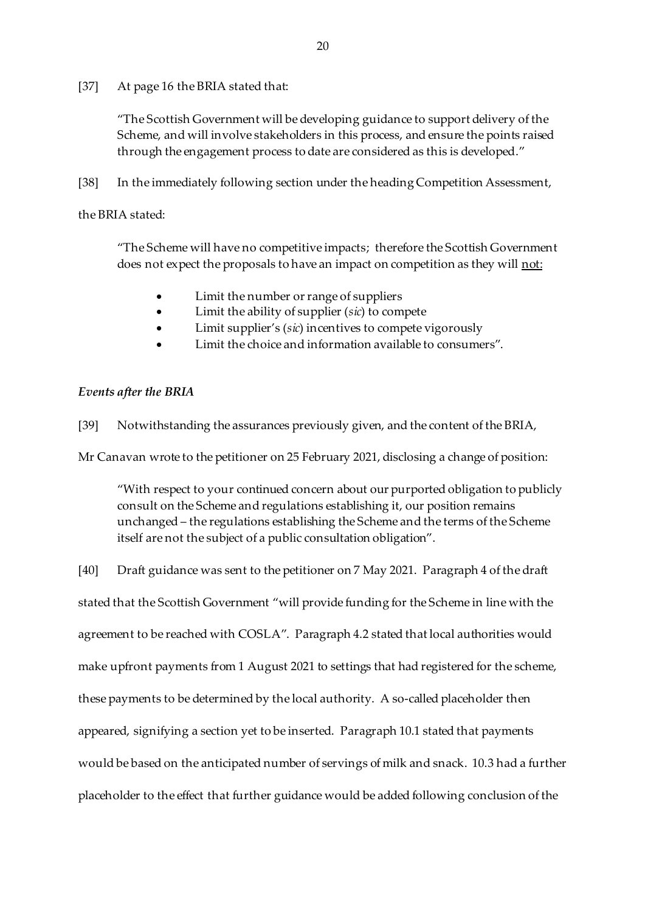[37] At page 16 the BRIA stated that:

> "The Scottish Government will be developing guidance to support delivery of the Scheme, and will involve stakeholders in this process, and ensure the points raised through the engagement process to date are considered as this is developed."

[38] In the immediately following section under the heading Competition Assessment, the BRIA stated:

> "The Scheme will have no competitive impacts; therefore the Scottish Government does not expect the proposals to have an impact on competition as they will <u>not:</u>
>
> - Limit the number or range of suppliers
> - Limit the ability of supplier (*sic*) to compete
> - Limit supplier's (*sic*) incentives to compete vigorously
> - Limit the choice and information available to consumers".

### *Events after the BRIA*

[39] Notwithstanding the assurances previously given, and the content of the BRIA, Mr Canavan wrote to the petitioner on 25 February 2021, disclosing a change of position:

> "With respect to your continued concern about our purported obligation to publicly consult on the Scheme and regulations establishing it, our position remains unchanged – the regulations establishing the Scheme and the terms of the Scheme itself are not the subject of a public consultation obligation".

[40] Draft guidance was sent to the petitioner on 7 May 2021. Paragraph 4 of the draft stated that the Scottish Government "will provide funding for the Scheme in line with the agreement to be reached with COSLA". Paragraph 4.2 stated that local authorities would make upfront payments from 1 August 2021 to settings that had registered for the scheme, these payments to be determined by the local authority. A so-called placeholder then appeared, signifying a section yet to be inserted. Paragraph 10.1 stated that payments would be based on the anticipated number of servings of milk and snack. 10.3 had a further placeholder to the effect that further guidance would be added following conclusion of the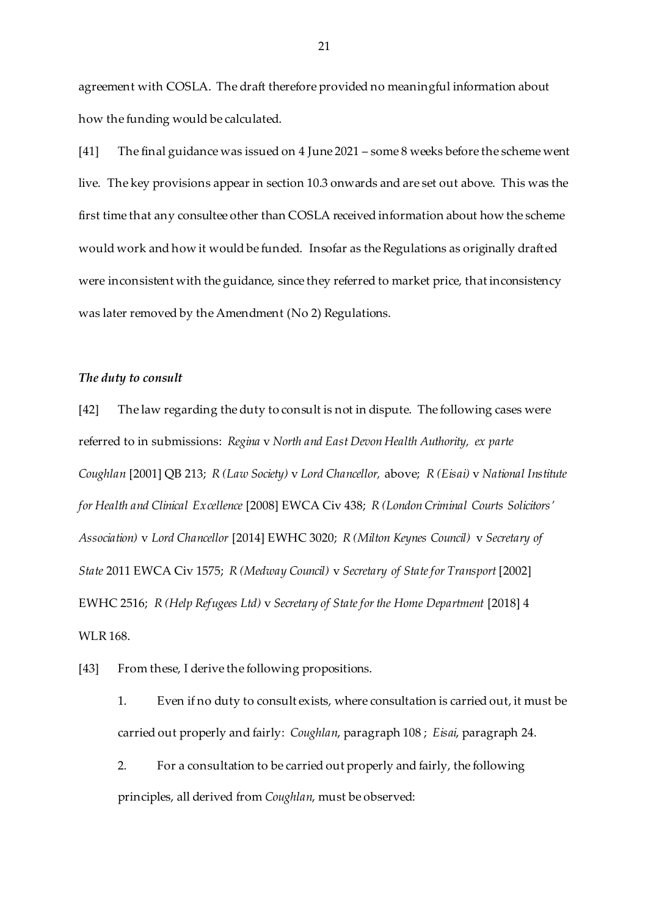agreement with COSLA. The draft therefore provided no meaningful information about how the funding would be calculated.

[41] The final guidance was issued on 4 June 2021 – some 8 weeks before the scheme went live. The key provisions appear in section 10.3 onwards and are set out above. This was the first time that any consultee other than COSLA received information about how the scheme would work and how it would be funded. Insofar as the Regulations as originally drafted were inconsistent with the guidance, since they referred to market price, that inconsistency was later removed by the Amendment (No 2) Regulations.

### *The duty to consult*

[42] The law regarding the duty to consult is not in dispute. The following cases were referred to in submissions: *Regina* v *North and East Devon Health Authority, ex parte Coughlan* [2001] QB 213; *R (Law Society)* v *Lord Chancellor,* above; *R (Eisai)* v *National Institute for Health and Clinical Excellence* [2008] EWCA Civ 438; *R (London Criminal Courts Solicitors' Association)* v *Lord Chancellor* [2014] EWHC 3020; *R (Milton Keynes Council)* v *Secretary of State* 2011 EWCA Civ 1575; *R (Medway Council)* v *Secretary of State for Transport* [2002] EWHC 2516; *R (Help Refugees Ltd)* v *Secretary of State for the Home Department* [2018] 4 WLR 168.

[43] From these, I derive the following propositions.

1. Even if no duty to consult exists, where consultation is carried out, it must be carried out properly and fairly: *Coughlan*, paragraph 108 ; *Eisai*, paragraph 24.

2. For a consultation to be carried out properly and fairly, the following principles, all derived from *Coughlan*, must be observed: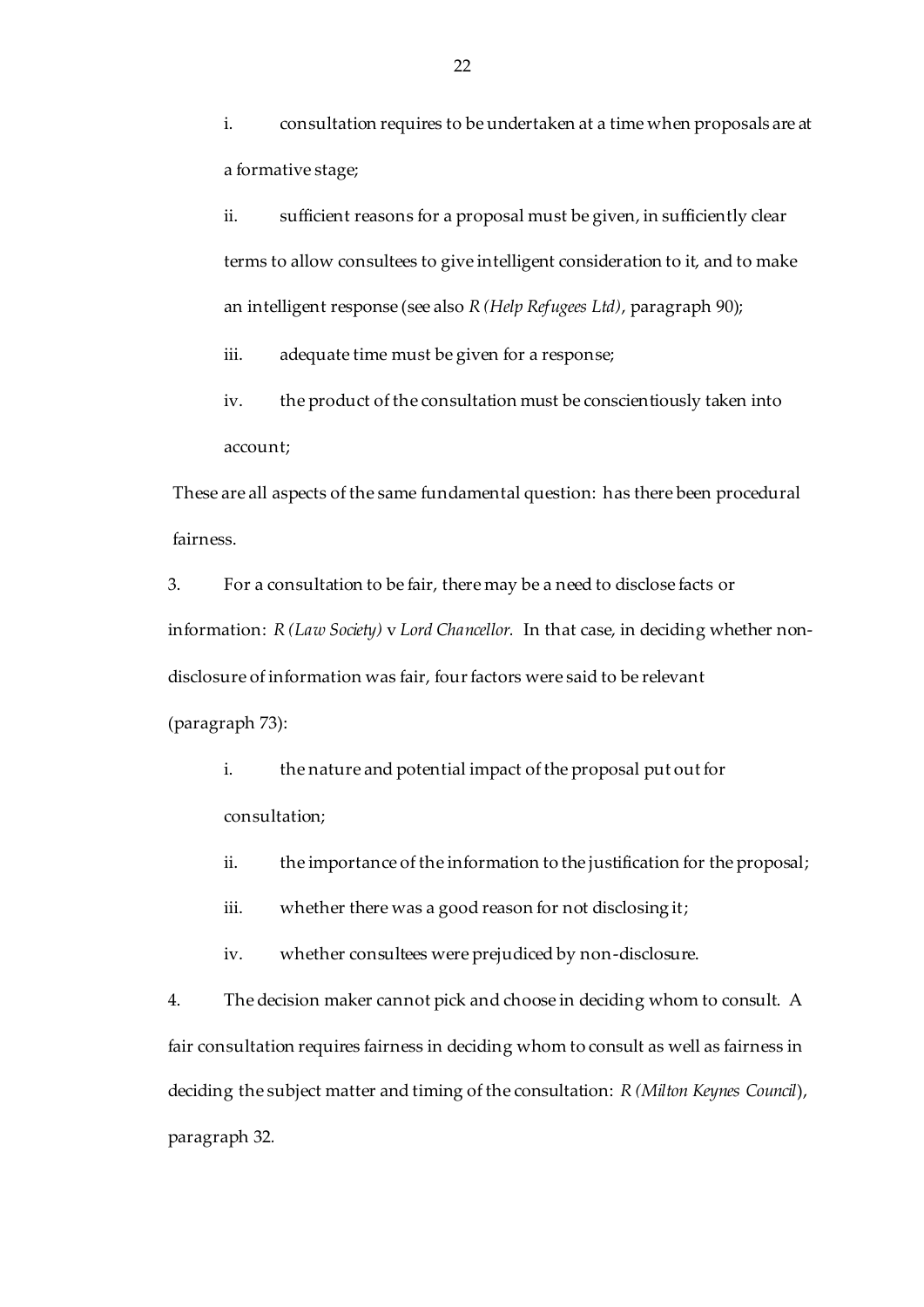i. consultation requires to be undertaken at a time when proposals are at a formative stage;

ii. sufficient reasons for a proposal must be given, in sufficiently clear terms to allow consultees to give intelligent consideration to it, and to make an intelligent response (see also *R (Help Refugees Ltd)*, paragraph 90);

iii. adequate time must be given for a response;

iv. the product of the consultation must be conscientiously taken into account;

These are all aspects of the same fundamental question: has there been procedural fairness.

3. For a consultation to be fair, there may be a need to disclose facts or information: *R (Law Society)* v *Lord Chancellor.* In that case, in deciding whether non-disclosure of information was fair, four factors were said to be relevant (paragraph 73):

i. the nature and potential impact of the proposal put out for consultation;

ii. the importance of the information to the justification for the proposal;

iii. whether there was a good reason for not disclosing it;

iv. whether consultees were prejudiced by non-disclosure.

4. The decision maker cannot pick and choose in deciding whom to consult. A fair consultation requires fairness in deciding whom to consult as well as fairness in deciding the subject matter and timing of the consultation: *R (Milton Keynes Council*), paragraph 32.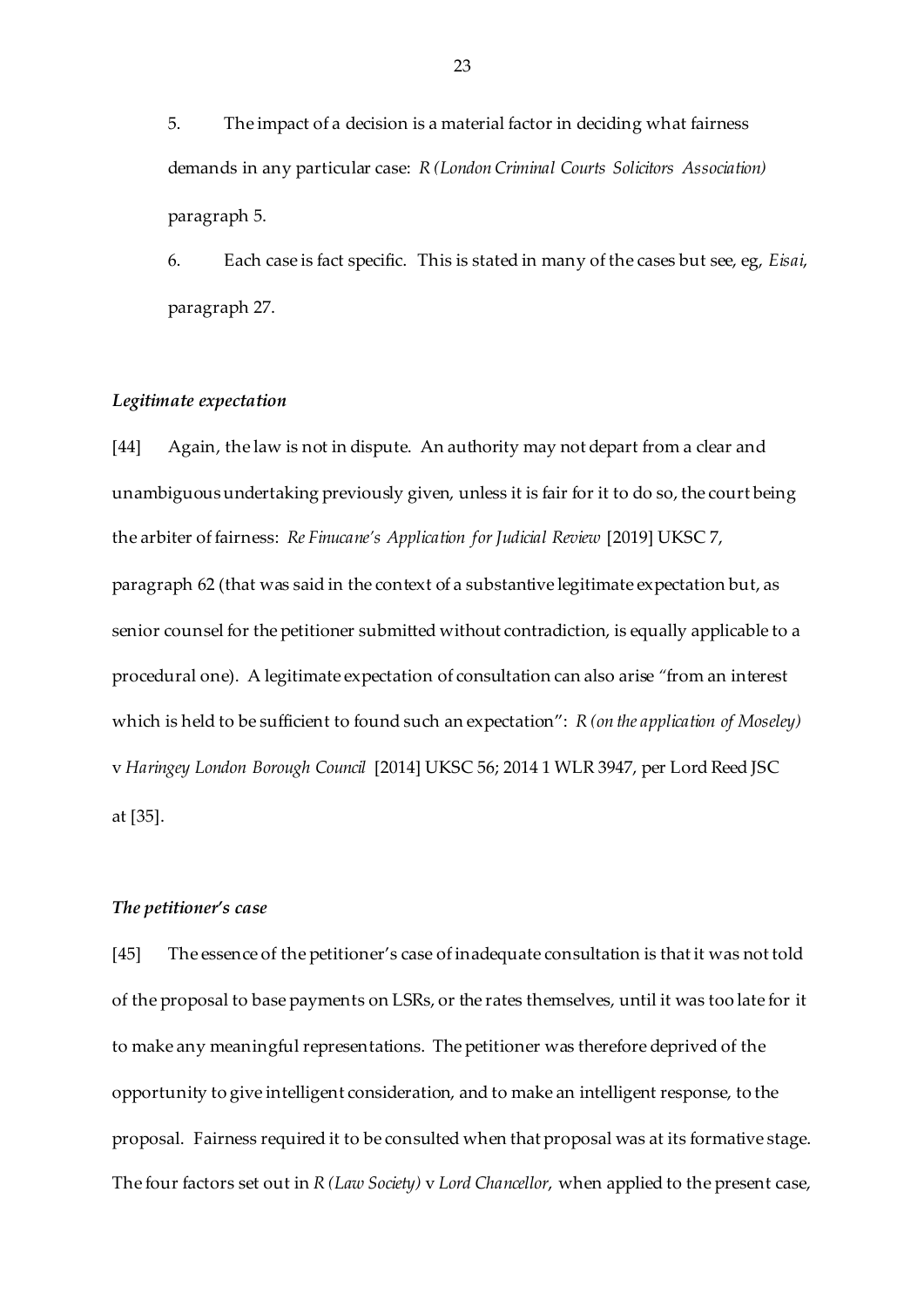5. The impact of a decision is a material factor in deciding what fairness demands in any particular case: *R (London Criminal Courts Solicitors Association)* paragraph 5.

6. Each case is fact specific. This is stated in many of the cases but see, eg, *Eisai*, paragraph 27.

### *Legitimate expectation*

[44] Again, the law is not in dispute. An authority may not depart from a clear and unambiguous undertaking previously given, unless it is fair for it to do so, the court being the arbiter of fairness: *Re Finucane's Application for Judicial Review* [2019] UKSC 7, paragraph 62 (that was said in the context of a substantive legitimate expectation but, as senior counsel for the petitioner submitted without contradiction, is equally applicable to a procedural one). A legitimate expectation of consultation can also arise "from an interest which is held to be sufficient to found such an expectation": *R (on the application of Moseley)* v *Haringey London Borough Council* [2014] UKSC 56; 2014 1 WLR 3947, per Lord Reed JSC at [35].

### *The petitioner's case*

[45] The essence of the petitioner's case of inadequate consultation is that it was not told of the proposal to base payments on LSRs, or the rates themselves, until it was too late for it to make any meaningful representations. The petitioner was therefore deprived of the opportunity to give intelligent consideration, and to make an intelligent response, to the proposal. Fairness required it to be consulted when that proposal was at its formative stage. The four factors set out in *R (Law Society)* v *Lord Chancellor*, when applied to the present case,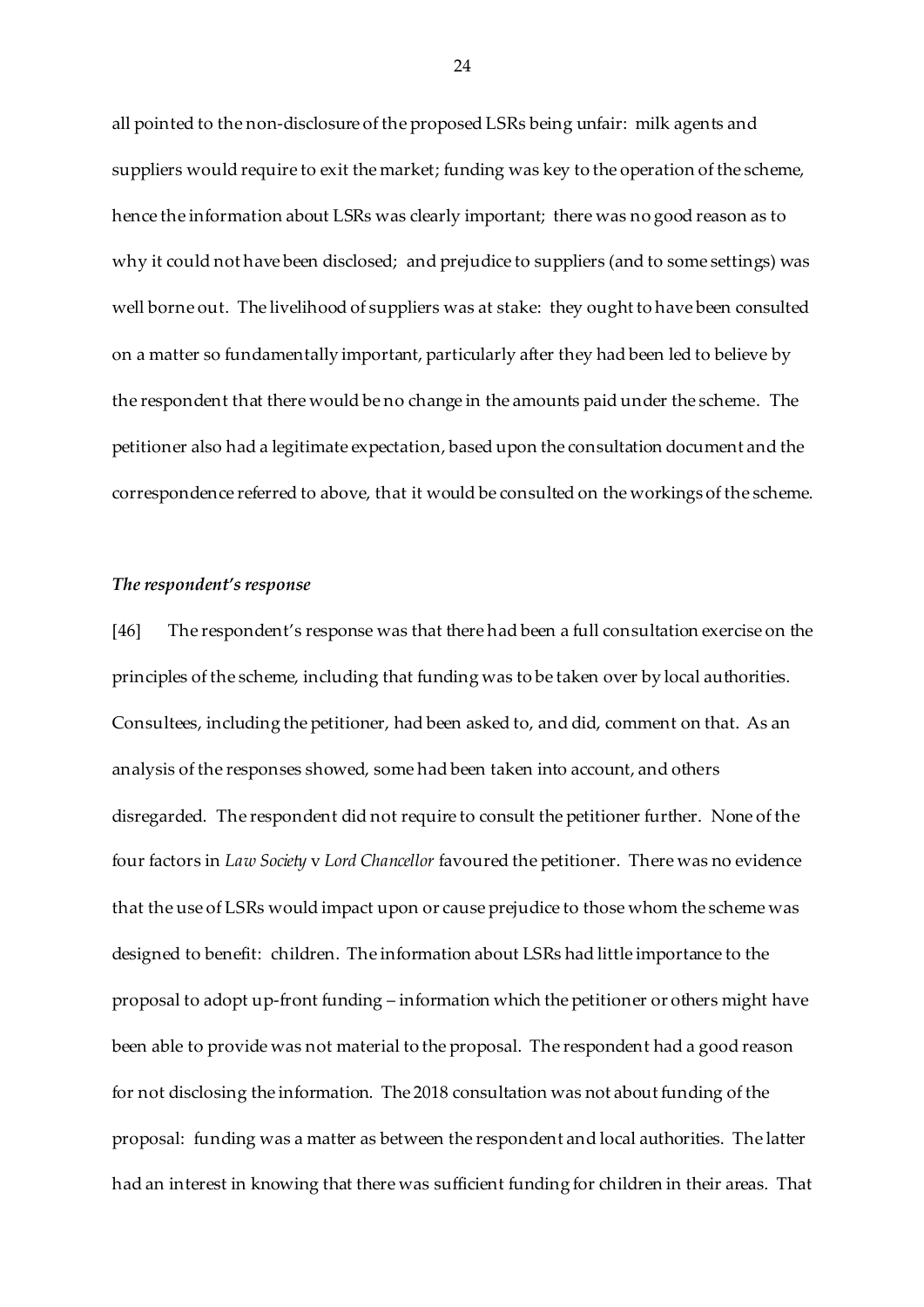all pointed to the non-disclosure of the proposed LSRs being unfair: milk agents and suppliers would require to exit the market; funding was key to the operation of the scheme, hence the information about LSRs was clearly important; there was no good reason as to why it could not have been disclosed; and prejudice to suppliers (and to some settings) was well borne out. The livelihood of suppliers was at stake: they ought to have been consulted on a matter so fundamentally important, particularly after they had been led to believe by the respondent that there would be no change in the amounts paid under the scheme. The petitioner also had a legitimate expectation, based upon the consultation document and the correspondence referred to above, that it would be consulted on the workings of the scheme.

### *The respondent's response*

[46] The respondent's response was that there had been a full consultation exercise on the principles of the scheme, including that funding was to be taken over by local authorities. Consultees, including the petitioner, had been asked to, and did, comment on that. As an analysis of the responses showed, some had been taken into account, and others disregarded. The respondent did not require to consult the petitioner further. None of the four factors in *Law Society* v *Lord Chancellor* favoured the petitioner. There was no evidence that the use of LSRs would impact upon or cause prejudice to those whom the scheme was designed to benefit: children. The information about LSRs had little importance to the proposal to adopt up-front funding – information which the petitioner or others might have been able to provide was not material to the proposal. The respondent had a good reason for not disclosing the information. The 2018 consultation was not about funding of the proposal: funding was a matter as between the respondent and local authorities. The latter had an interest in knowing that there was sufficient funding for children in their areas. That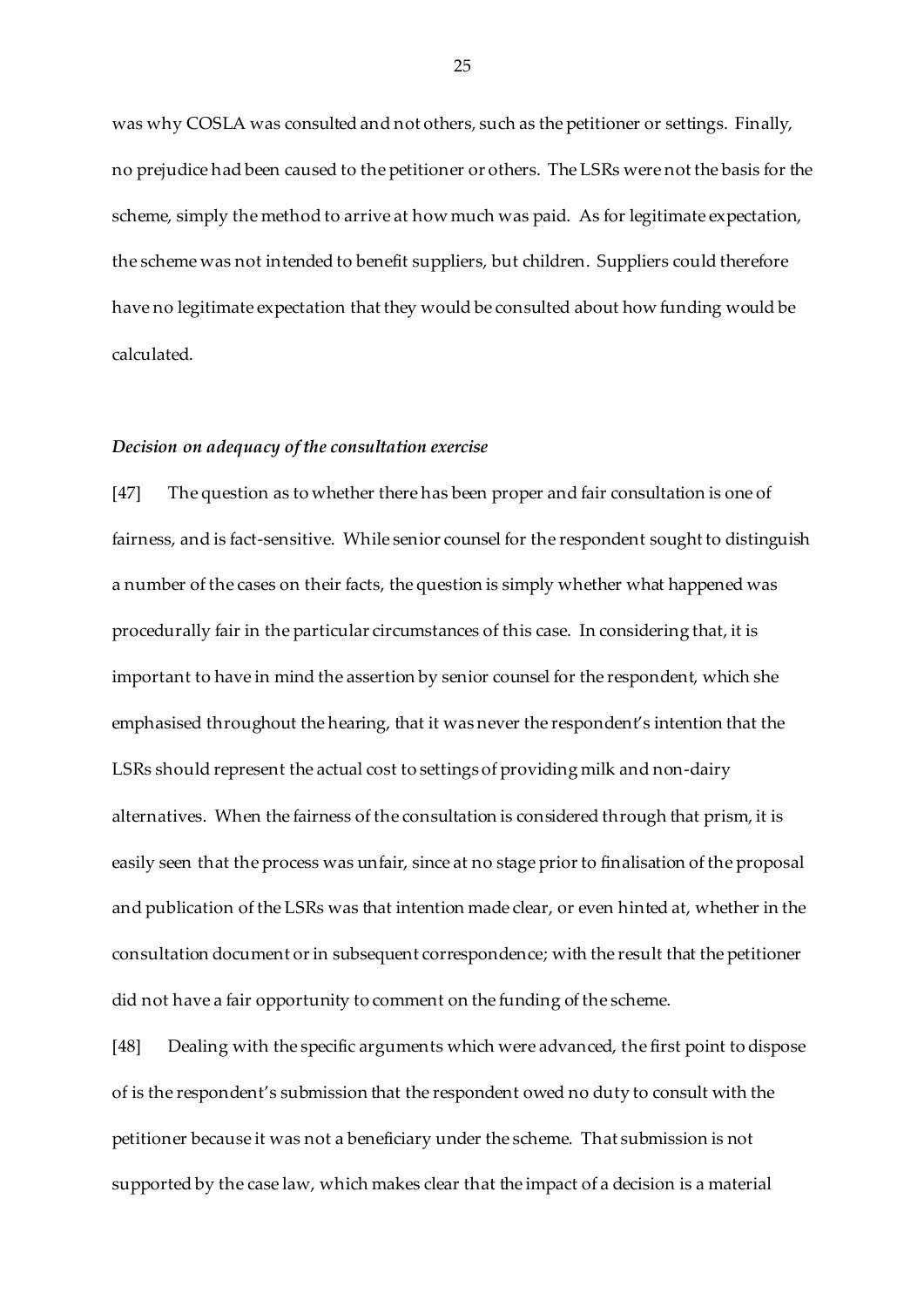was why COSLA was consulted and not others, such as the petitioner or settings. Finally, no prejudice had been caused to the petitioner or others. The LSRs were not the basis for the scheme, simply the method to arrive at how much was paid. As for legitimate expectation, the scheme was not intended to benefit suppliers, but children. Suppliers could therefore have no legitimate expectation that they would be consulted about how funding would be calculated.

### *Decision on adequacy of the consultation exercise*

[47] The question as to whether there has been proper and fair consultation is one of fairness, and is fact-sensitive. While senior counsel for the respondent sought to distinguish a number of the cases on their facts, the question is simply whether what happened was procedurally fair in the particular circumstances of this case. In considering that, it is important to have in mind the assertion by senior counsel for the respondent, which she emphasised throughout the hearing, that it was never the respondent's intention that the LSRs should represent the actual cost to settings of providing milk and non-dairy alternatives. When the fairness of the consultation is considered through that prism, it is easily seen that the process was unfair, since at no stage prior to finalisation of the proposal and publication of the LSRs was that intention made clear, or even hinted at, whether in the consultation document or in subsequent correspondence; with the result that the petitioner did not have a fair opportunity to comment on the funding of the scheme.

[48] Dealing with the specific arguments which were advanced, the first point to dispose of is the respondent's submission that the respondent owed no duty to consult with the petitioner because it was not a beneficiary under the scheme. That submission is not supported by the case law, which makes clear that the impact of a decision is a material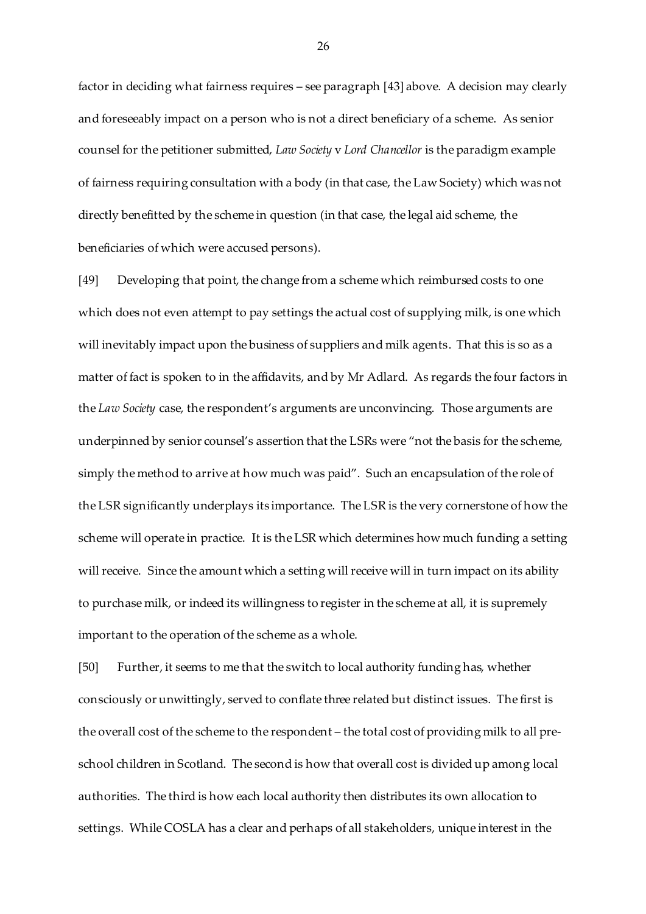factor in deciding what fairness requires – see paragraph [43] above. A decision may clearly and foreseeably impact on a person who is not a direct beneficiary of a scheme. As senior counsel for the petitioner submitted, *Law Society* v *Lord Chancellor* is the paradigm example of fairness requiring consultation with a body (in that case, the Law Society) which was not directly benefitted by the scheme in question (in that case, the legal aid scheme, the beneficiaries of which were accused persons).

[49] Developing that point, the change from a scheme which reimbursed costs to one which does not even attempt to pay settings the actual cost of supplying milk, is one which will inevitably impact upon the business of suppliers and milk agents. That this is so as a matter of fact is spoken to in the affidavits, and by Mr Adlard. As regards the four factors in the *Law Society* case, the respondent's arguments are unconvincing. Those arguments are underpinned by senior counsel's assertion that the LSRs were "not the basis for the scheme, simply the method to arrive at how much was paid". Such an encapsulation of the role of the LSR significantly underplays its importance. The LSR is the very cornerstone of how the scheme will operate in practice. It is the LSR which determines how much funding a setting will receive. Since the amount which a setting will receive will in turn impact on its ability to purchase milk, or indeed its willingness to register in the scheme at all, it is supremely important to the operation of the scheme as a whole.

[50] Further, it seems to me that the switch to local authority funding has, whether consciously or unwittingly, served to conflate three related but distinct issues. The first is the overall cost of the scheme to the respondent – the total cost of providing milk to all pre-school children in Scotland. The second is how that overall cost is divided up among local authorities. The third is how each local authority then distributes its own allocation to settings. While COSLA has a clear and perhaps of all stakeholders, unique interest in the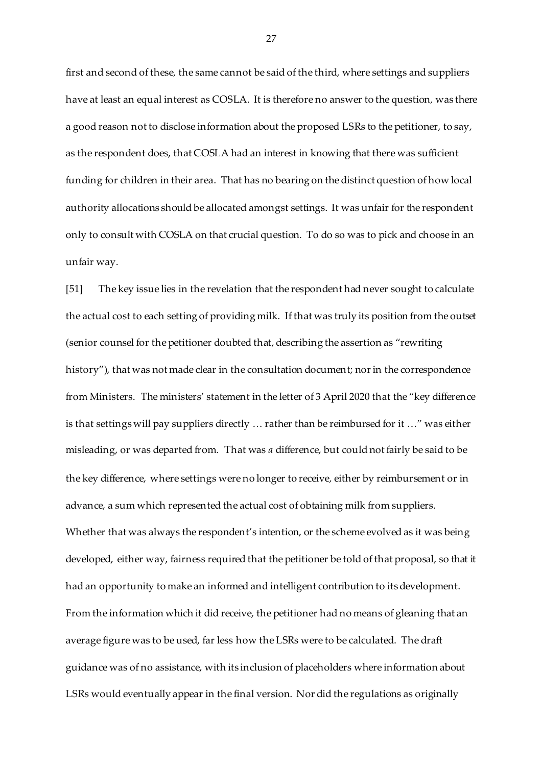first and second of these, the same cannot be said of the third, where settings and suppliers have at least an equal interest as COSLA. It is therefore no answer to the question, was there a good reason not to disclose information about the proposed LSRs to the petitioner, to say, as the respondent does, that COSLA had an interest in knowing that there was sufficient funding for children in their area. That has no bearing on the distinct question of how local authority allocations should be allocated amongst settings. It was unfair for the respondent only to consult with COSLA on that crucial question. To do so was to pick and choose in an unfair way.

[51] The key issue lies in the revelation that the respondent had never sought to calculate the actual cost to each setting of providing milk. If that was truly its position from the outset (senior counsel for the petitioner doubted that, describing the assertion as "rewriting history"), that was not made clear in the consultation document; nor in the correspondence from Ministers. The ministers' statement in the letter of 3 April 2020 that the "key difference is that settings will pay suppliers directly … rather than be reimbursed for it …" was either misleading, or was departed from. That was *a* difference, but could not fairly be said to be the key difference, where settings were no longer to receive, either by reimbursement or in advance, a sum which represented the actual cost of obtaining milk from suppliers. Whether that was always the respondent's intention, or the scheme evolved as it was being developed, either way, fairness required that the petitioner be told of that proposal, so that it had an opportunity to make an informed and intelligent contribution to its development. From the information which it did receive, the petitioner had no means of gleaning that an average figure was to be used, far less how the LSRs were to be calculated. The draft guidance was of no assistance, with its inclusion of placeholders where information about LSRs would eventually appear in the final version. Nor did the regulations as originally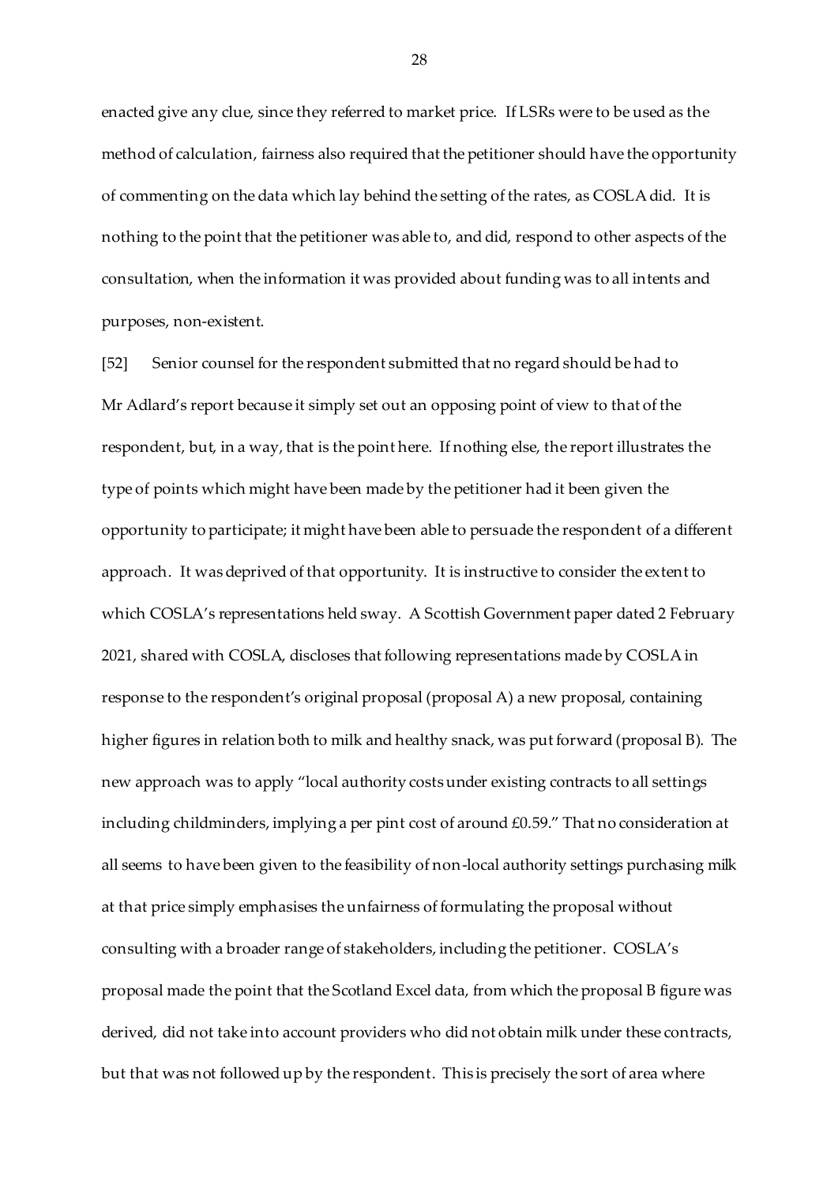enacted give any clue, since they referred to market price. If LSRs were to be used as the method of calculation, fairness also required that the petitioner should have the opportunity of commenting on the data which lay behind the setting of the rates, as COSLA did. It is nothing to the point that the petitioner was able to, and did, respond to other aspects of the consultation, when the information it was provided about funding was to all intents and purposes, non-existent.

[52] Senior counsel for the respondent submitted that no regard should be had to Mr Adlard's report because it simply set out an opposing point of view to that of the respondent, but, in a way, that is the point here. If nothing else, the report illustrates the type of points which might have been made by the petitioner had it been given the opportunity to participate; it might have been able to persuade the respondent of a different approach. It was deprived of that opportunity. It is instructive to consider the extent to which COSLA's representations held sway. A Scottish Government paper dated 2 February 2021, shared with COSLA, discloses that following representations made by COSLA in response to the respondent's original proposal (proposal A) a new proposal, containing higher figures in relation both to milk and healthy snack, was put forward (proposal B). The new approach was to apply "local authority costs under existing contracts to all settings including childminders, implying a per pint cost of around £0.59." That no consideration at all seems to have been given to the feasibility of non-local authority settings purchasing milk at that price simply emphasises the unfairness of formulating the proposal without consulting with a broader range of stakeholders, including the petitioner. COSLA's proposal made the point that the Scotland Excel data, from which the proposal B figure was derived, did not take into account providers who did not obtain milk under these contracts, but that was not followed up by the respondent. This is precisely the sort of area where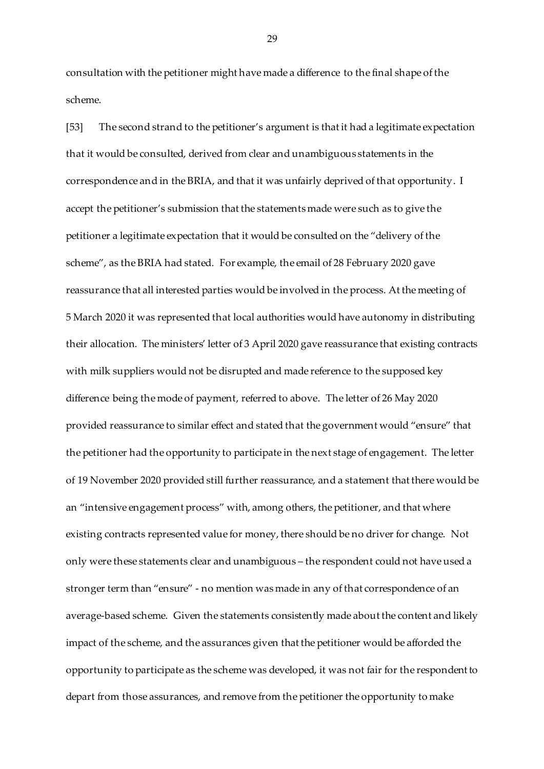consultation with the petitioner might have made a difference to the final shape of the scheme.

[53] The second strand to the petitioner's argument is that it had a legitimate expectation that it would be consulted, derived from clear and unambiguous statements in the correspondence and in the BRIA, and that it was unfairly deprived of that opportunity. I accept the petitioner's submission that the statements made were such as to give the petitioner a legitimate expectation that it would be consulted on the "delivery of the scheme", as the BRIA had stated. For example, the email of 28 February 2020 gave reassurance that all interested parties would be involved in the process. At the meeting of 5 March 2020 it was represented that local authorities would have autonomy in distributing their allocation. The ministers' letter of 3 April 2020 gave reassurance that existing contracts with milk suppliers would not be disrupted and made reference to the supposed key difference being the mode of payment, referred to above. The letter of 26 May 2020 provided reassurance to similar effect and stated that the government would "ensure" that the petitioner had the opportunity to participate in the next stage of engagement. The letter of 19 November 2020 provided still further reassurance, and a statement that there would be an "intensive engagement process" with, among others, the petitioner, and that where existing contracts represented value for money, there should be no driver for change. Not only were these statements clear and unambiguous – the respondent could not have used a stronger term than "ensure" - no mention was made in any of that correspondence of an average-based scheme. Given the statements consistently made about the content and likely impact of the scheme, and the assurances given that the petitioner would be afforded the opportunity to participate as the scheme was developed, it was not fair for the respondent to depart from those assurances, and remove from the petitioner the opportunity to make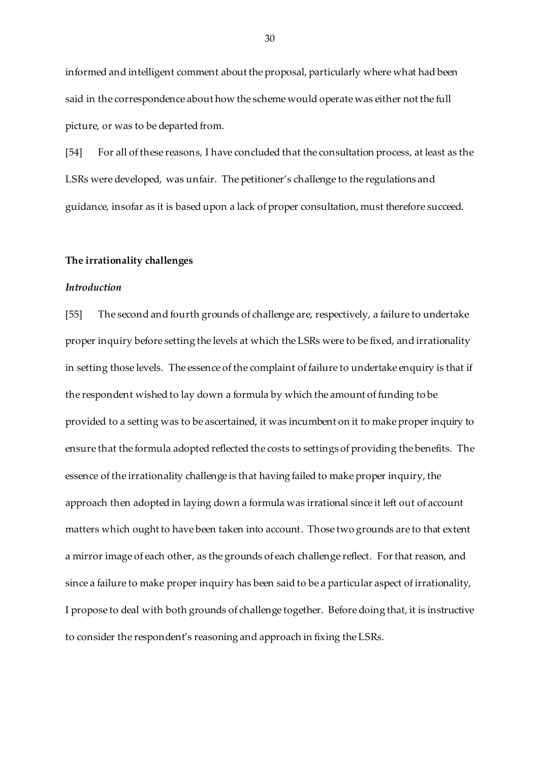informed and intelligent comment about the proposal, particularly where what had been said in the correspondence about how the scheme would operate was either not the full picture, or was to be departed from.

[54] For all of these reasons, I have concluded that the consultation process, at least as the LSRs were developed, was unfair. The petitioner's challenge to the regulations and guidance, insofar as it is based upon a lack of proper consultation, must therefore succeed.

**The irrationality challenges**

***Introduction***

[55] The second and fourth grounds of challenge are, respectively, a failure to undertake proper inquiry before setting the levels at which the LSRs were to be fixed, and irrationality in setting those levels. The essence of the complaint of failure to undertake enquiry is that if the respondent wished to lay down a formula by which the amount of funding to be provided to a setting was to be ascertained, it was incumbent on it to make proper inquiry to ensure that the formula adopted reflected the costs to settings of providing the benefits. The essence of the irrationality challenge is that having failed to make proper inquiry, the approach then adopted in laying down a formula was irrational since it left out of account matters which ought to have been taken into account. Those two grounds are to that extent a mirror image of each other, as the grounds of each challenge reflect. For that reason, and since a failure to make proper inquiry has been said to be a particular aspect of irrationality, I propose to deal with both grounds of challenge together. Before doing that, it is instructive to consider the respondent's reasoning and approach in fixing the LSRs.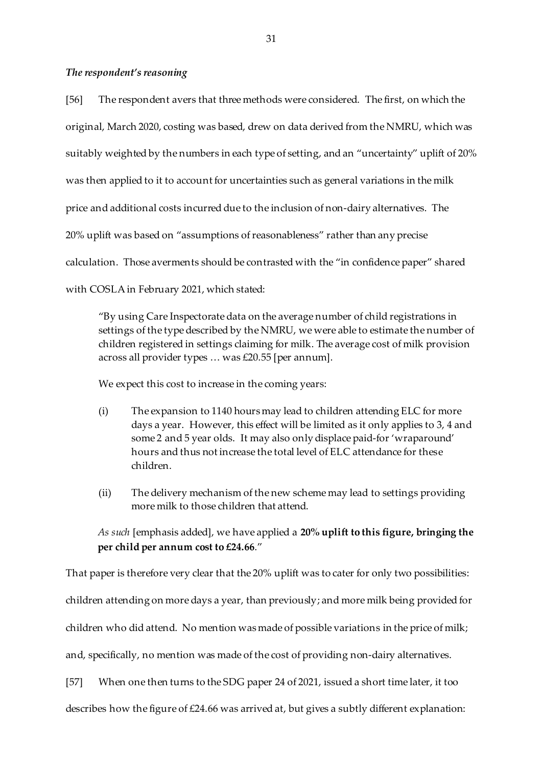### *The respondent's reasoning*

[56] The respondent avers that three methods were considered. The first, on which the original, March 2020, costing was based, drew on data derived from the NMRU, which was suitably weighted by the numbers in each type of setting, and an "uncertainty" uplift of 20% was then applied to it to account for uncertainties such as general variations in the milk price and additional costs incurred due to the inclusion of non-dairy alternatives. The 20% uplift was based on "assumptions of reasonableness" rather than any precise calculation. Those averments should be contrasted with the "in confidence paper" shared with COSLA in February 2021, which stated:

> "By using Care Inspectorate data on the average number of child registrations in settings of the type described by the NMRU, we were able to estimate the number of children registered in settings claiming for milk. The average cost of milk provision across all provider types … was £20.55 [per annum].
>
> We expect this cost to increase in the coming years:
>
> (i) The expansion to 1140 hours may lead to children attending ELC for more days a year. However, this effect will be limited as it only applies to 3, 4 and some 2 and 5 year olds. It may also only displace paid-for 'wraparound' hours and thus not increase the total level of ELC attendance for these children.
>
> (ii) The delivery mechanism of the new scheme may lead to settings providing more milk to those children that attend.
>
> *As such* [emphasis added], we have applied a **20% uplift to this figure, bringing the per child per annum cost to £24.66**."

That paper is therefore very clear that the 20% uplift was to cater for only two possibilities: children attending on more days a year, than previously; and more milk being provided for children who did attend. No mention was made of possible variations in the price of milk; and, specifically, no mention was made of the cost of providing non-dairy alternatives.

[57] When one then turns to the SDG paper 24 of 2021, issued a short time later, it too describes how the figure of £24.66 was arrived at, but gives a subtly different explanation: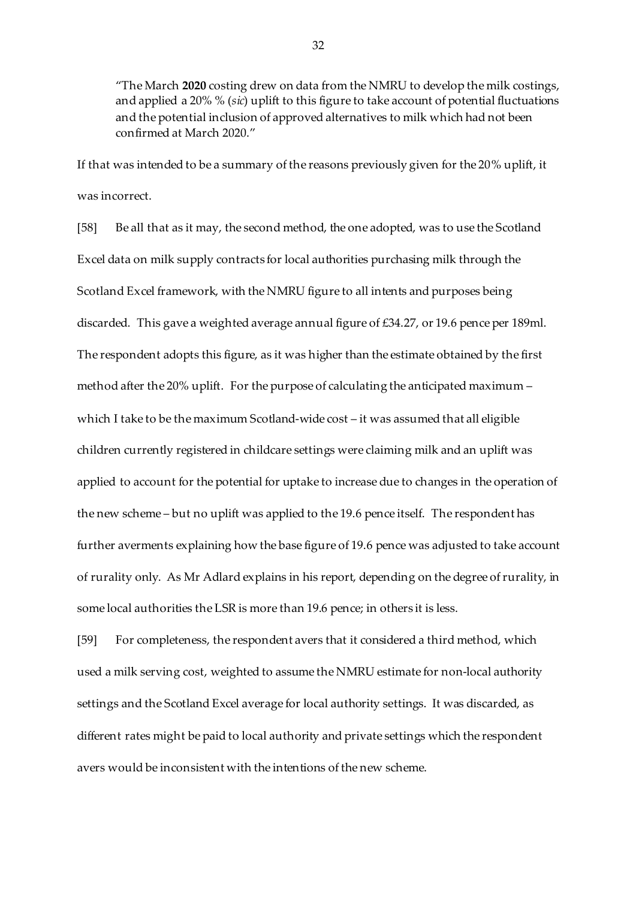> "The March **2020** costing drew on data from the NMRU to develop the milk costings, and applied a 20% % (*sic*) uplift to this figure to take account of potential fluctuations and the potential inclusion of approved alternatives to milk which had not been confirmed at March 2020."

If that was intended to be a summary of the reasons previously given for the 20% uplift, it was incorrect.

[58] Be all that as it may, the second method, the one adopted, was to use the Scotland Excel data on milk supply contracts for local authorities purchasing milk through the Scotland Excel framework, with the NMRU figure to all intents and purposes being discarded. This gave a weighted average annual figure of £34.27, or 19.6 pence per 189ml. The respondent adopts this figure, as it was higher than the estimate obtained by the first method after the 20% uplift. For the purpose of calculating the anticipated maximum – which I take to be the maximum Scotland-wide cost – it was assumed that all eligible children currently registered in childcare settings were claiming milk and an uplift was applied to account for the potential for uptake to increase due to changes in the operation of the new scheme – but no uplift was applied to the 19.6 pence itself. The respondent has further averments explaining how the base figure of 19.6 pence was adjusted to take account of rurality only. As Mr Adlard explains in his report, depending on the degree of rurality, in some local authorities the LSR is more than 19.6 pence; in others it is less.

[59] For completeness, the respondent avers that it considered a third method, which used a milk serving cost, weighted to assume the NMRU estimate for non-local authority settings and the Scotland Excel average for local authority settings. It was discarded, as different rates might be paid to local authority and private settings which the respondent avers would be inconsistent with the intentions of the new scheme.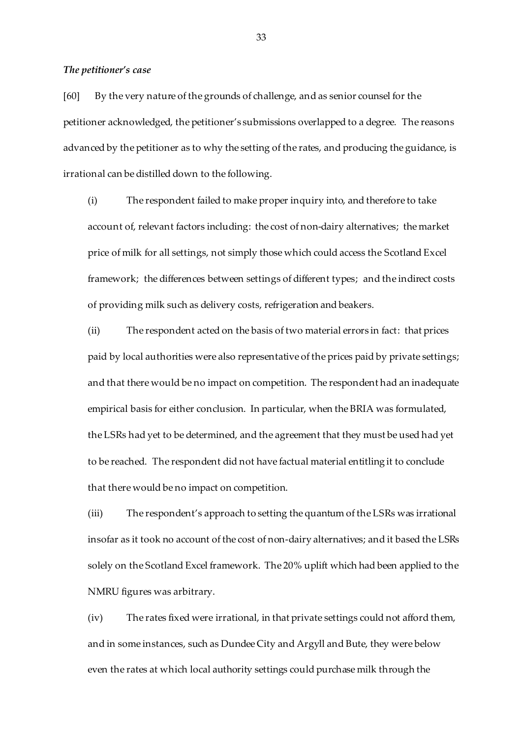*The petitioner's case*

[60] By the very nature of the grounds of challenge, and as senior counsel for the petitioner acknowledged, the petitioner's submissions overlapped to a degree. The reasons advanced by the petitioner as to why the setting of the rates, and producing the guidance, is irrational can be distilled down to the following.

(i) The respondent failed to make proper inquiry into, and therefore to take account of, relevant factors including: the cost of non-dairy alternatives; the market price of milk for all settings, not simply those which could access the Scotland Excel framework; the differences between settings of different types; and the indirect costs of providing milk such as delivery costs, refrigeration and beakers.

(ii) The respondent acted on the basis of two material errors in fact: that prices paid by local authorities were also representative of the prices paid by private settings; and that there would be no impact on competition. The respondent had an inadequate empirical basis for either conclusion. In particular, when the BRIA was formulated, the LSRs had yet to be determined, and the agreement that they must be used had yet to be reached. The respondent did not have factual material entitling it to conclude that there would be no impact on competition.

(iii) The respondent's approach to setting the quantum of the LSRs was irrational insofar as it took no account of the cost of non-dairy alternatives; and it based the LSRs solely on the Scotland Excel framework. The 20% uplift which had been applied to the NMRU figures was arbitrary.

(iv) The rates fixed were irrational, in that private settings could not afford them, and in some instances, such as Dundee City and Argyll and Bute, they were below even the rates at which local authority settings could purchase milk through the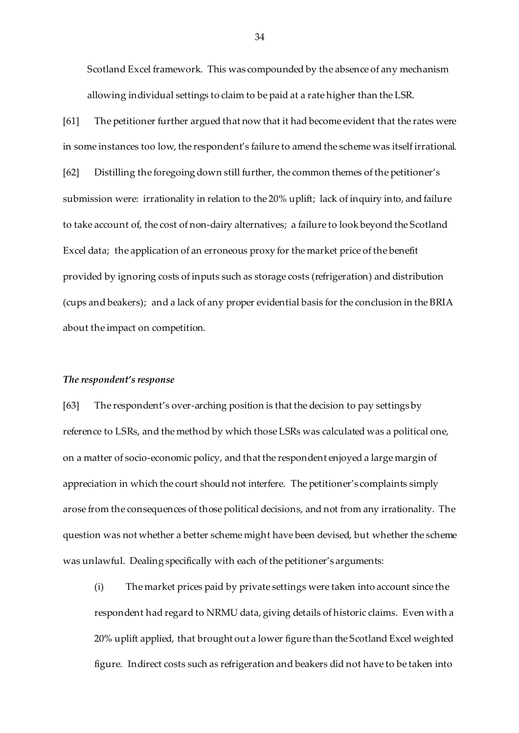Scotland Excel framework. This was compounded by the absence of any mechanism allowing individual settings to claim to be paid at a rate higher than the LSR.

[61] The petitioner further argued that now that it had become evident that the rates were in some instances too low, the respondent's failure to amend the scheme was itself irrational.

[62] Distilling the foregoing down still further, the common themes of the petitioner's submission were: irrationality in relation to the 20% uplift; lack of inquiry into, and failure to take account of, the cost of non-dairy alternatives; a failure to look beyond the Scotland Excel data; the application of an erroneous proxy for the market price of the benefit provided by ignoring costs of inputs such as storage costs (refrigeration) and distribution (cups and beakers); and a lack of any proper evidential basis for the conclusion in the BRIA about the impact on competition.

### *The respondent's response*

[63] The respondent's over-arching position is that the decision to pay settings by reference to LSRs, and the method by which those LSRs was calculated was a political one, on a matter of socio-economic policy, and that the respondent enjoyed a large margin of appreciation in which the court should not interfere. The petitioner's complaints simply arose from the consequences of those political decisions, and not from any irrationality. The question was not whether a better scheme might have been devised, but whether the scheme was unlawful. Dealing specifically with each of the petitioner's arguments:

(i) The market prices paid by private settings were taken into account since the respondent had regard to NRMU data, giving details of historic claims. Even with a 20% uplift applied, that brought out a lower figure than the Scotland Excel weighted figure. Indirect costs such as refrigeration and beakers did not have to be taken into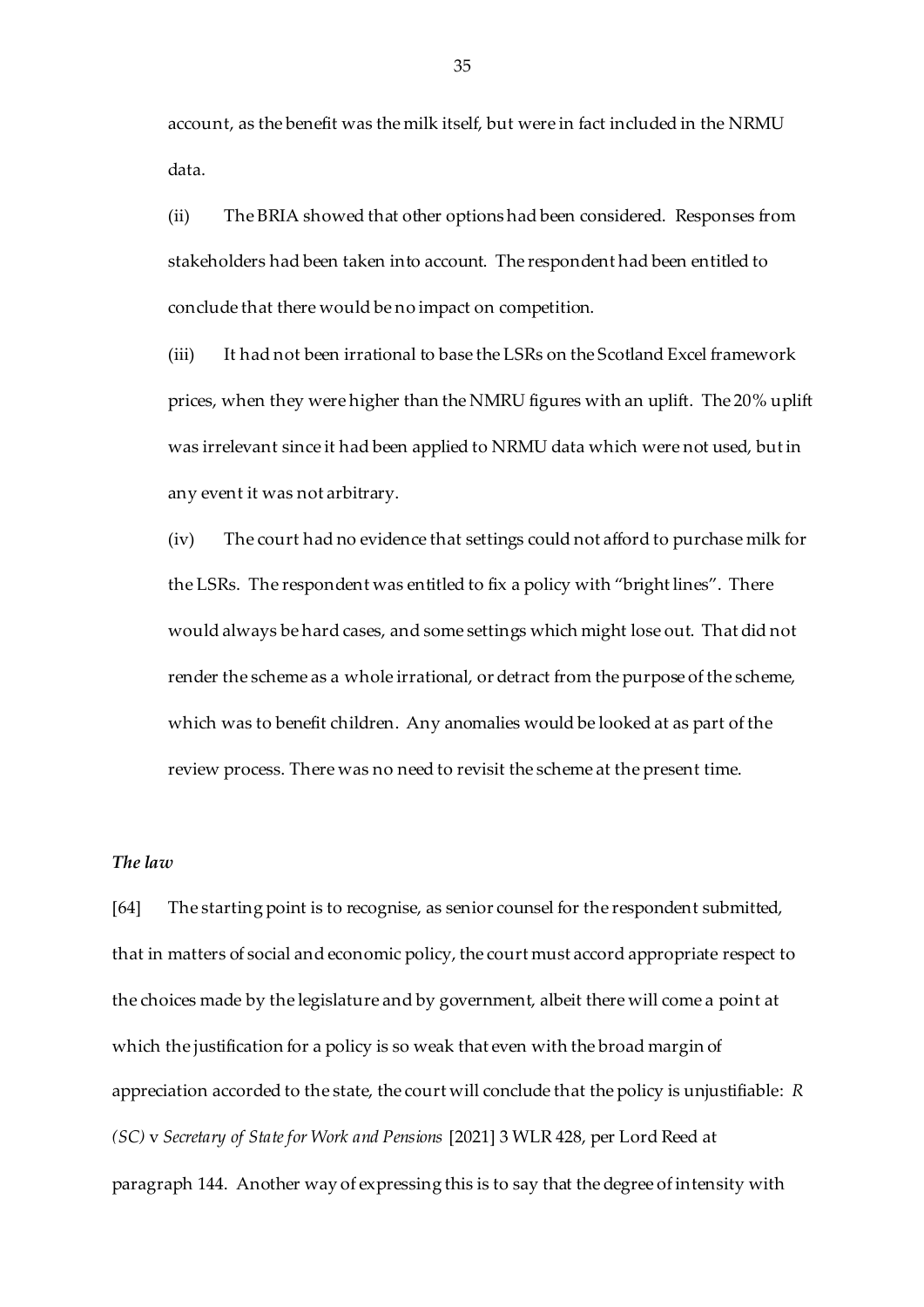account, as the benefit was the milk itself, but were in fact included in the NRMU data.

(ii) The BRIA showed that other options had been considered. Responses from stakeholders had been taken into account. The respondent had been entitled to conclude that there would be no impact on competition.

(iii) It had not been irrational to base the LSRs on the Scotland Excel framework prices, when they were higher than the NMRU figures with an uplift. The 20% uplift was irrelevant since it had been applied to NRMU data which were not used, but in any event it was not arbitrary.

(iv) The court had no evidence that settings could not afford to purchase milk for the LSRs. The respondent was entitled to fix a policy with "bright lines". There would always be hard cases, and some settings which might lose out. That did not render the scheme as a whole irrational, or detract from the purpose of the scheme, which was to benefit children. Any anomalies would be looked at as part of the review process. There was no need to revisit the scheme at the present time.

### *The law*

[64] The starting point is to recognise, as senior counsel for the respondent submitted, that in matters of social and economic policy, the court must accord appropriate respect to the choices made by the legislature and by government, albeit there will come a point at which the justification for a policy is so weak that even with the broad margin of appreciation accorded to the state, the court will conclude that the policy is unjustifiable: *R (SC)* v *Secretary of State for Work and Pensions* [2021] 3 WLR 428, per Lord Reed at paragraph 144. Another way of expressing this is to say that the degree of intensity with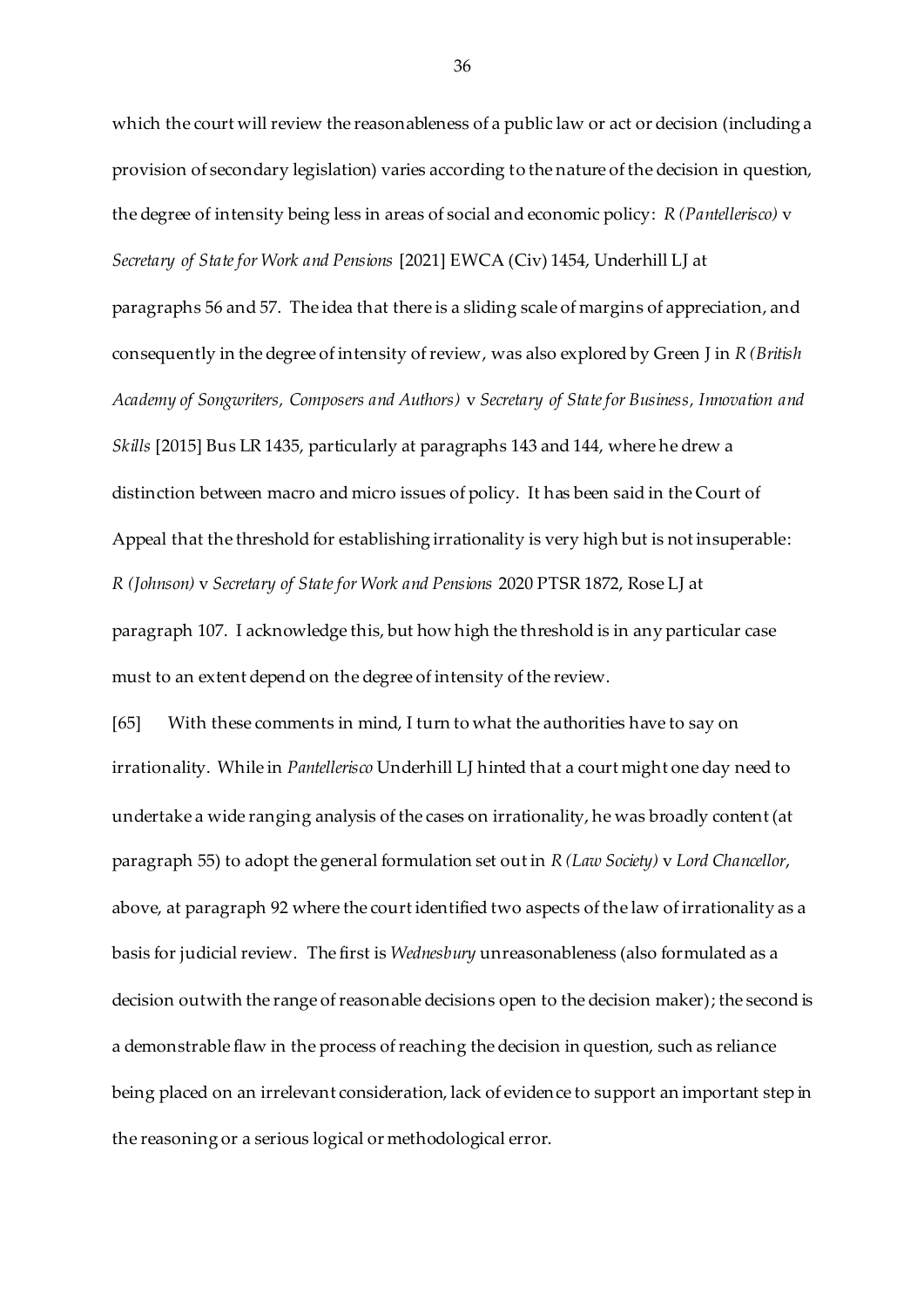which the court will review the reasonableness of a public law or act or decision (including a provision of secondary legislation) varies according to the nature of the decision in question, the degree of intensity being less in areas of social and economic policy: *R (Pantellerisco)* v *Secretary of State for Work and Pensions* [2021] EWCA (Civ) 1454, Underhill LJ at paragraphs 56 and 57. The idea that there is a sliding scale of margins of appreciation, and consequently in the degree of intensity of review, was also explored by Green J in *R (British Academy of Songwriters, Composers and Authors)* v *Secretary of State for Business, Innovation and Skills* [2015] Bus LR 1435, particularly at paragraphs 143 and 144, where he drew a distinction between macro and micro issues of policy. It has been said in the Court of Appeal that the threshold for establishing irrationality is very high but is not insuperable: *R (Johnson)* v *Secretary of State for Work and Pensions* 2020 PTSR 1872, Rose LJ at paragraph 107. I acknowledge this, but how high the threshold is in any particular case must to an extent depend on the degree of intensity of the review.

[65] With these comments in mind, I turn to what the authorities have to say on irrationality. While in *Pantellerisco* Underhill LJ hinted that a court might one day need to undertake a wide ranging analysis of the cases on irrationality, he was broadly content (at paragraph 55) to adopt the general formulation set out in *R (Law Society)* v *Lord Chancellor*, above, at paragraph 92 where the court identified two aspects of the law of irrationality as a basis for judicial review. The first is *Wednesbury* unreasonableness (also formulated as a decision outwith the range of reasonable decisions open to the decision maker); the second is a demonstrable flaw in the process of reaching the decision in question, such as reliance being placed on an irrelevant consideration, lack of evidence to support an important step in the reasoning or a serious logical or methodological error.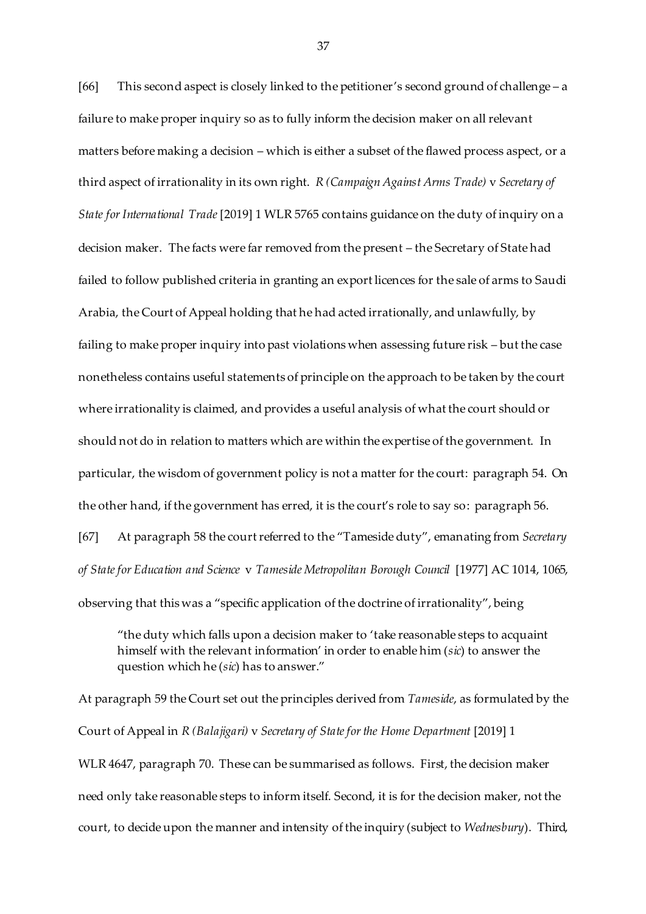[66] This second aspect is closely linked to the petitioner's second ground of challenge – a failure to make proper inquiry so as to fully inform the decision maker on all relevant matters before making a decision – which is either a subset of the flawed process aspect, or a third aspect of irrationality in its own right. *R (Campaign Against Arms Trade)* v *Secretary of State for International Trade* [2019] 1 WLR 5765 contains guidance on the duty of inquiry on a decision maker. The facts were far removed from the present – the Secretary of State had failed to follow published criteria in granting an export licences for the sale of arms to Saudi Arabia, the Court of Appeal holding that he had acted irrationally, and unlawfully, by failing to make proper inquiry into past violations when assessing future risk – but the case nonetheless contains useful statements of principle on the approach to be taken by the court where irrationality is claimed, and provides a useful analysis of what the court should or should not do in relation to matters which are within the expertise of the government. In particular, the wisdom of government policy is not a matter for the court: paragraph 54. On the other hand, if the government has erred, it is the court's role to say so: paragraph 56.

[67] At paragraph 58 the court referred to the "Tameside duty", emanating from *Secretary of State for Education and Science* v *Tameside Metropolitan Borough Council* [1977] AC 1014, 1065, observing that this was a "specific application of the doctrine of irrationality", being

> "the duty which falls upon a decision maker to 'take reasonable steps to acquaint himself with the relevant information' in order to enable him (*sic*) to answer the question which he (*sic*) has to answer."

At paragraph 59 the Court set out the principles derived from *Tameside*, as formulated by the Court of Appeal in *R (Balajigari)* v *Secretary of State for the Home Department* [2019] 1 WLR 4647, paragraph 70. These can be summarised as follows. First, the decision maker need only take reasonable steps to inform itself. Second, it is for the decision maker, not the court, to decide upon the manner and intensity of the inquiry (subject to *Wednesbury*). Third,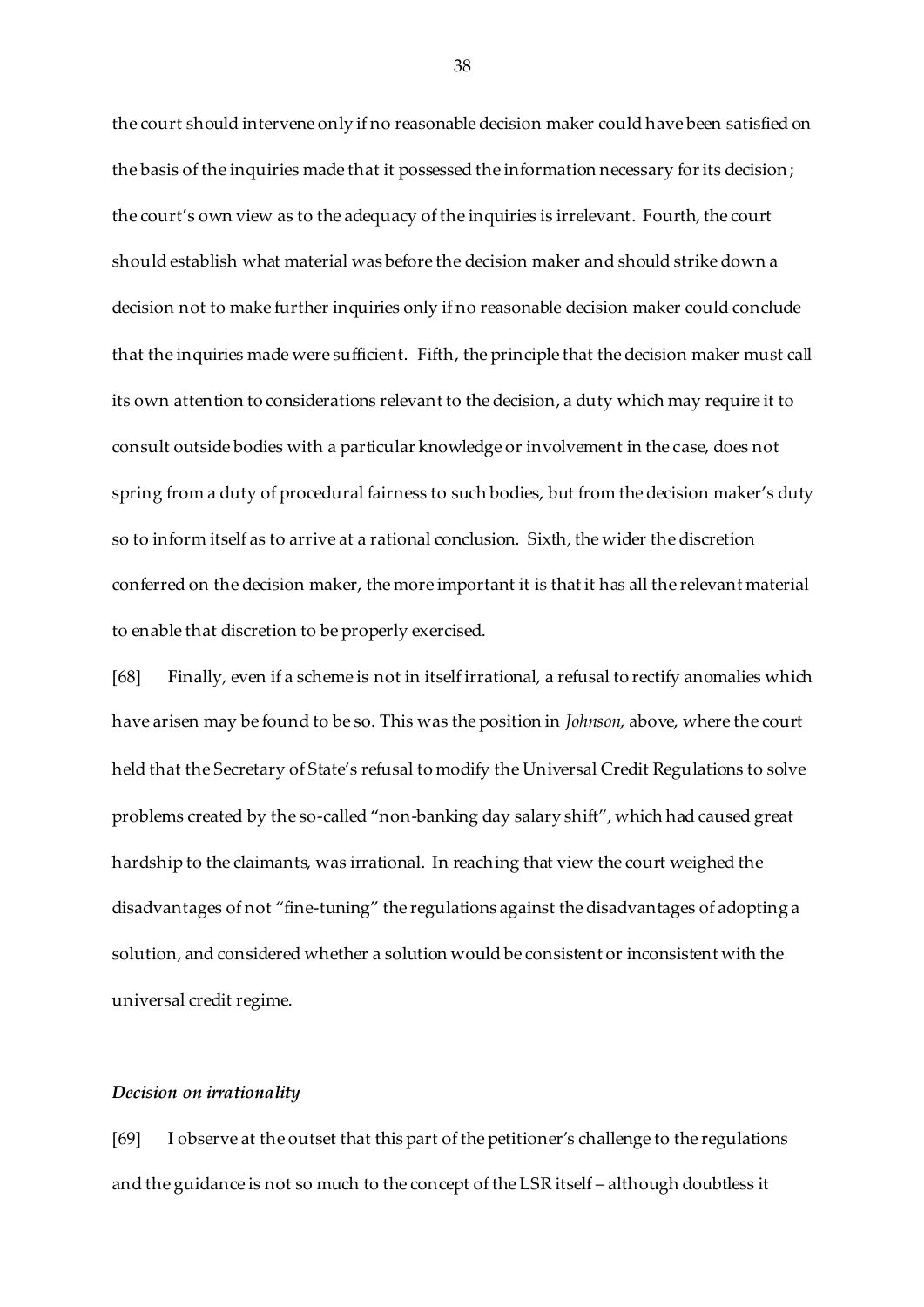the court should intervene only if no reasonable decision maker could have been satisfied on the basis of the inquiries made that it possessed the information necessary for its decision; the court's own view as to the adequacy of the inquiries is irrelevant. Fourth, the court should establish what material was before the decision maker and should strike down a decision not to make further inquiries only if no reasonable decision maker could conclude that the inquiries made were sufficient. Fifth, the principle that the decision maker must call its own attention to considerations relevant to the decision, a duty which may require it to consult outside bodies with a particular knowledge or involvement in the case, does not spring from a duty of procedural fairness to such bodies, but from the decision maker's duty so to inform itself as to arrive at a rational conclusion. Sixth, the wider the discretion conferred on the decision maker, the more important it is that it has all the relevant material to enable that discretion to be properly exercised.

[68] Finally, even if a scheme is not in itself irrational, a refusal to rectify anomalies which have arisen may be found to be so. This was the position in *Johnson*, above, where the court held that the Secretary of State's refusal to modify the Universal Credit Regulations to solve problems created by the so-called "non-banking day salary shift", which had caused great hardship to the claimants, was irrational. In reaching that view the court weighed the disadvantages of not "fine-tuning" the regulations against the disadvantages of adopting a solution, and considered whether a solution would be consistent or inconsistent with the universal credit regime.

### *Decision on irrationality*

[69] I observe at the outset that this part of the petitioner's challenge to the regulations and the guidance is not so much to the concept of the LSR itself – although doubtless it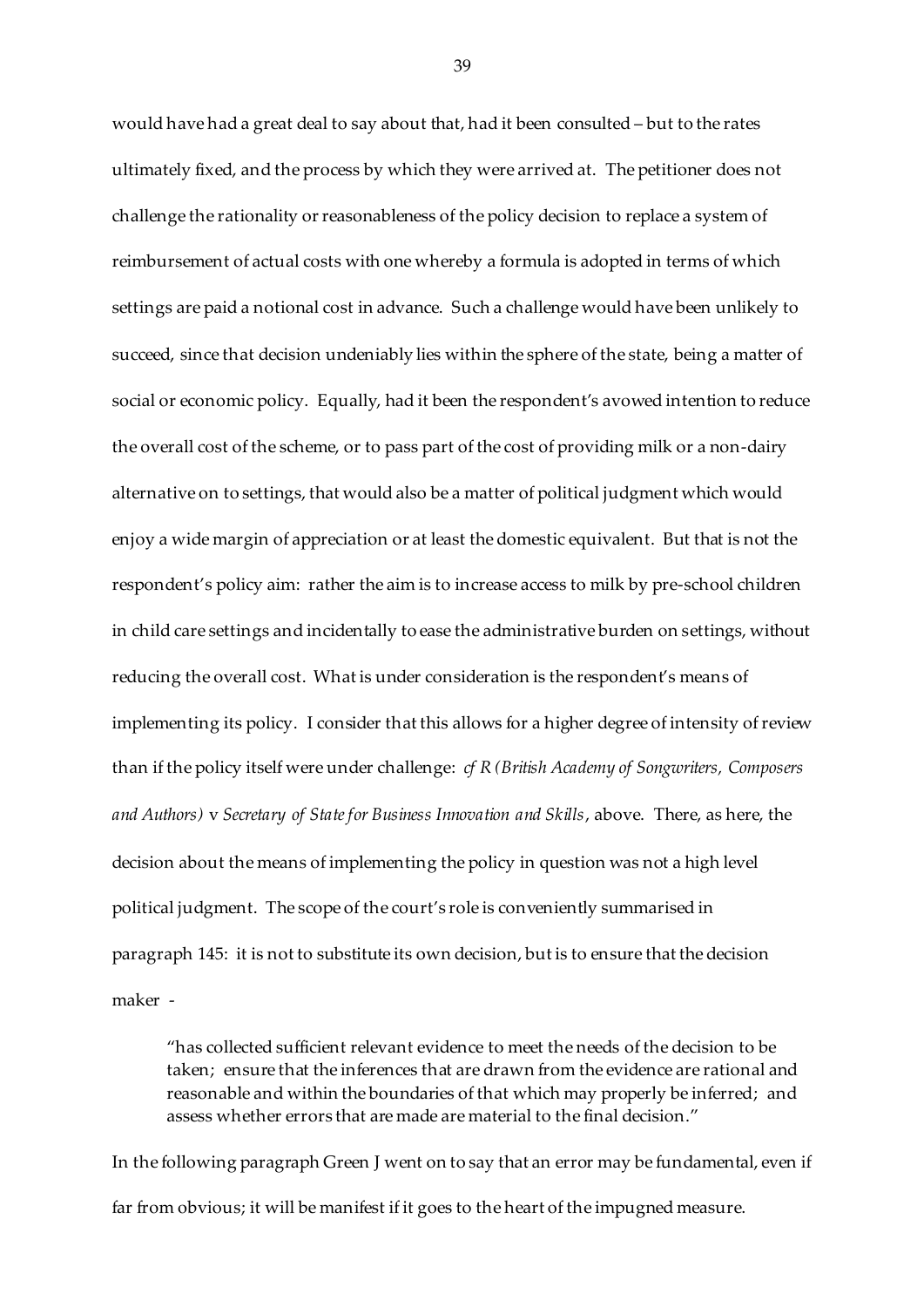would have had a great deal to say about that, had it been consulted – but to the rates ultimately fixed, and the process by which they were arrived at. The petitioner does not challenge the rationality or reasonableness of the policy decision to replace a system of reimbursement of actual costs with one whereby a formula is adopted in terms of which settings are paid a notional cost in advance. Such a challenge would have been unlikely to succeed, since that decision undeniably lies within the sphere of the state, being a matter of social or economic policy. Equally, had it been the respondent's avowed intention to reduce the overall cost of the scheme, or to pass part of the cost of providing milk or a non-dairy alternative on to settings, that would also be a matter of political judgment which would enjoy a wide margin of appreciation or at least the domestic equivalent. But that is not the respondent's policy aim: rather the aim is to increase access to milk by pre-school children in child care settings and incidentally to ease the administrative burden on settings, without reducing the overall cost. What is under consideration is the respondent's means of implementing its policy. I consider that this allows for a higher degree of intensity of review than if the policy itself were under challenge: *cf R (British Academy of Songwriters, Composers and Authors)* v *Secretary of State for Business Innovation and Skills*, above. There, as here, the decision about the means of implementing the policy in question was not a high level political judgment. The scope of the court's role is conveniently summarised in paragraph 145: it is not to substitute its own decision, but is to ensure that the decision maker -

> "has collected sufficient relevant evidence to meet the needs of the decision to be taken; ensure that the inferences that are drawn from the evidence are rational and reasonable and within the boundaries of that which may properly be inferred; and assess whether errors that are made are material to the final decision."

In the following paragraph Green J went on to say that an error may be fundamental, even if far from obvious; it will be manifest if it goes to the heart of the impugned measure.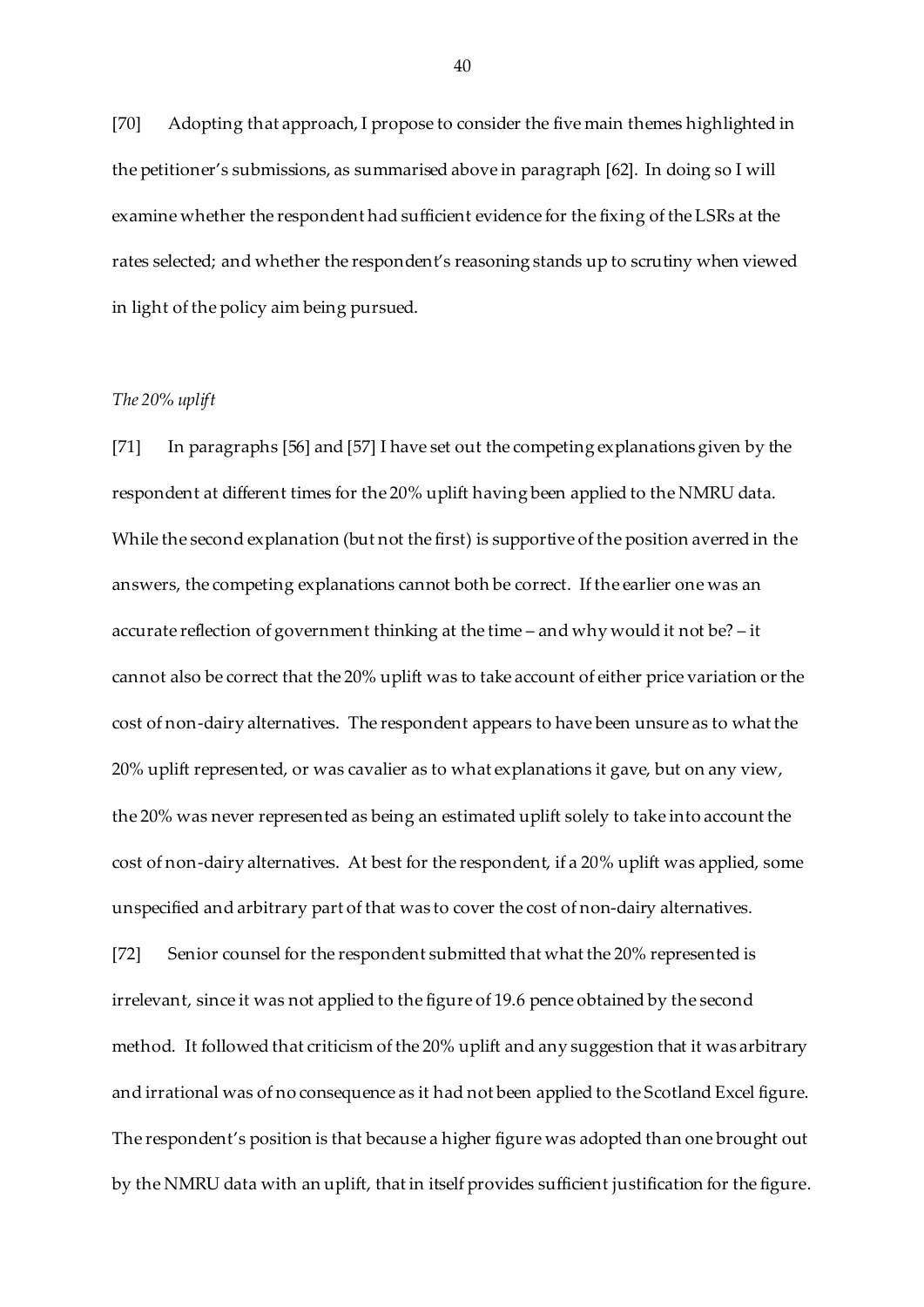[70] Adopting that approach, I propose to consider the five main themes highlighted in the petitioner's submissions, as summarised above in paragraph [62]. In doing so I will examine whether the respondent had sufficient evidence for the fixing of the LSRs at the rates selected; and whether the respondent's reasoning stands up to scrutiny when viewed in light of the policy aim being pursued.

*The 20% uplift*

[71] In paragraphs [56] and [57] I have set out the competing explanations given by the respondent at different times for the 20% uplift having been applied to the NMRU data. While the second explanation (but not the first) is supportive of the position averred in the answers, the competing explanations cannot both be correct. If the earlier one was an accurate reflection of government thinking at the time – and why would it not be? – it cannot also be correct that the 20% uplift was to take account of either price variation or the cost of non-dairy alternatives. The respondent appears to have been unsure as to what the 20% uplift represented, or was cavalier as to what explanations it gave, but on any view, the 20% was never represented as being an estimated uplift solely to take into account the cost of non-dairy alternatives. At best for the respondent, if a 20% uplift was applied, some unspecified and arbitrary part of that was to cover the cost of non-dairy alternatives.

[72] Senior counsel for the respondent submitted that what the 20% represented is irrelevant, since it was not applied to the figure of 19.6 pence obtained by the second method. It followed that criticism of the 20% uplift and any suggestion that it was arbitrary and irrational was of no consequence as it had not been applied to the Scotland Excel figure. The respondent's position is that because a higher figure was adopted than one brought out by the NMRU data with an uplift, that in itself provides sufficient justification for the figure.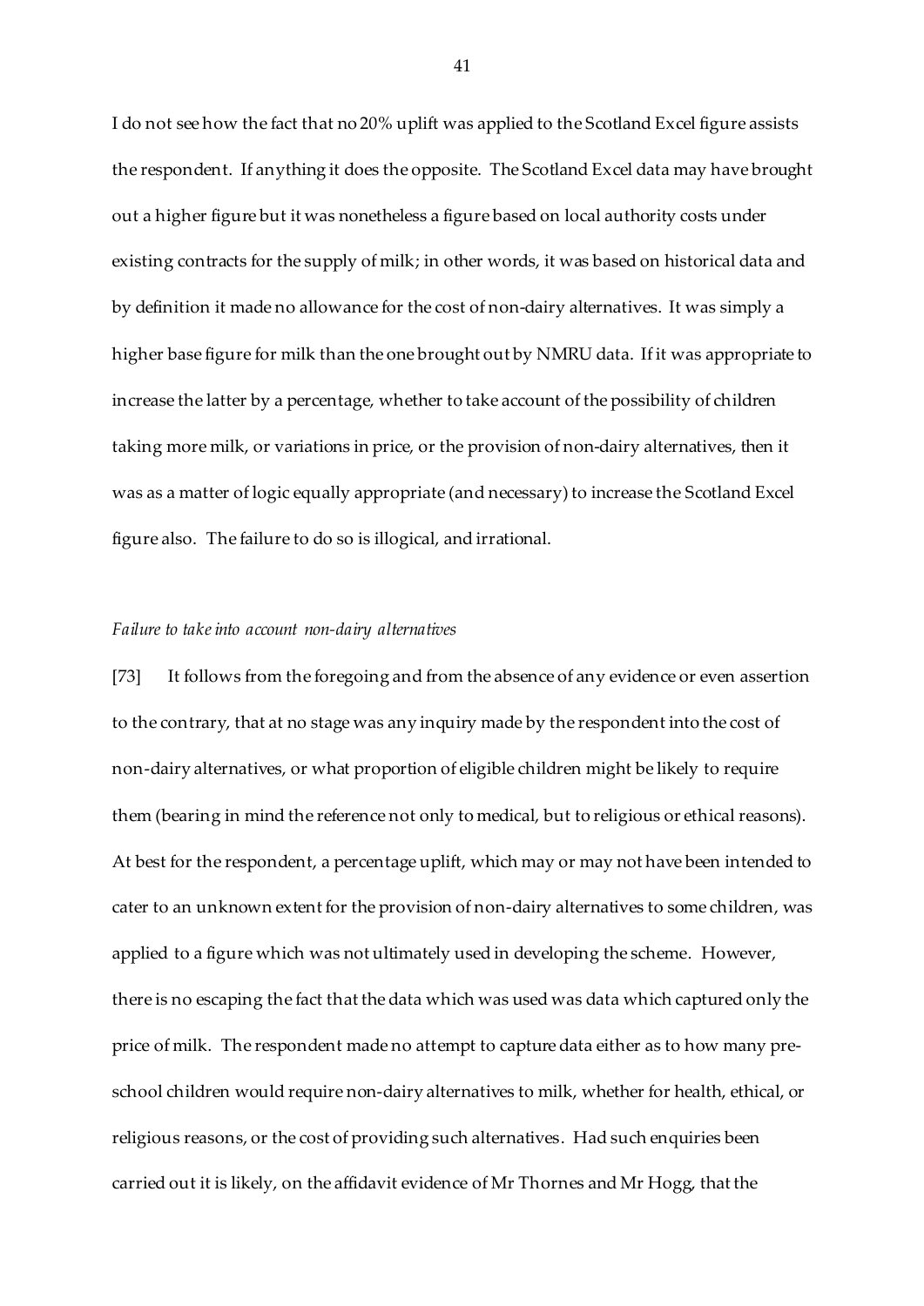I do not see how the fact that no 20% uplift was applied to the Scotland Excel figure assists the respondent. If anything it does the opposite. The Scotland Excel data may have brought out a higher figure but it was nonetheless a figure based on local authority costs under existing contracts for the supply of milk; in other words, it was based on historical data and by definition it made no allowance for the cost of non-dairy alternatives. It was simply a higher base figure for milk than the one brought out by NMRU data. If it was appropriate to increase the latter by a percentage, whether to take account of the possibility of children taking more milk, or variations in price, or the provision of non-dairy alternatives, then it was as a matter of logic equally appropriate (and necessary) to increase the Scotland Excel figure also. The failure to do so is illogical, and irrational.

*Failure to take into account non-dairy alternatives*

[73] It follows from the foregoing and from the absence of any evidence or even assertion to the contrary, that at no stage was any inquiry made by the respondent into the cost of non-dairy alternatives, or what proportion of eligible children might be likely to require them (bearing in mind the reference not only to medical, but to religious or ethical reasons). At best for the respondent, a percentage uplift, which may or may not have been intended to cater to an unknown extent for the provision of non-dairy alternatives to some children, was applied to a figure which was not ultimately used in developing the scheme. However, there is no escaping the fact that the data which was used was data which captured only the price of milk. The respondent made no attempt to capture data either as to how many pre-school children would require non-dairy alternatives to milk, whether for health, ethical, or religious reasons, or the cost of providing such alternatives. Had such enquiries been carried out it is likely, on the affidavit evidence of Mr Thornes and Mr Hogg, that the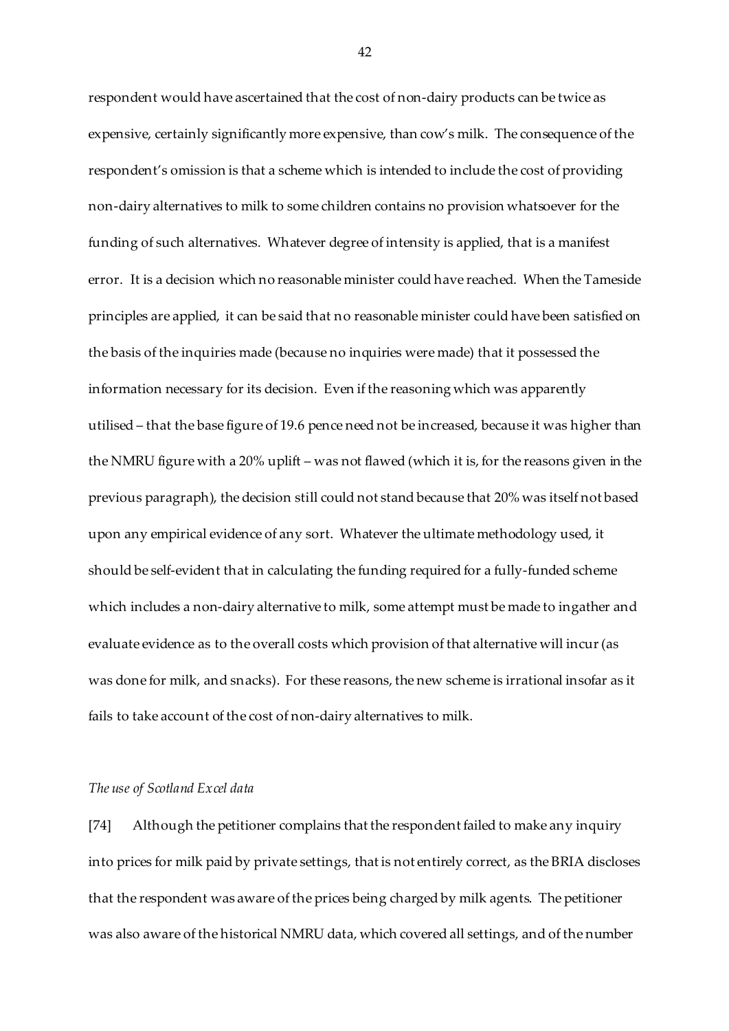respondent would have ascertained that the cost of non-dairy products can be twice as expensive, certainly significantly more expensive, than cow's milk. The consequence of the respondent's omission is that a scheme which is intended to include the cost of providing non-dairy alternatives to milk to some children contains no provision whatsoever for the funding of such alternatives. Whatever degree of intensity is applied, that is a manifest error. It is a decision which no reasonable minister could have reached. When the Tameside principles are applied, it can be said that no reasonable minister could have been satisfied on the basis of the inquiries made (because no inquiries were made) that it possessed the information necessary for its decision. Even if the reasoning which was apparently utilised – that the base figure of 19.6 pence need not be increased, because it was higher than the NMRU figure with a 20% uplift – was not flawed (which it is, for the reasons given in the previous paragraph), the decision still could not stand because that 20% was itself not based upon any empirical evidence of any sort. Whatever the ultimate methodology used, it should be self-evident that in calculating the funding required for a fully-funded scheme which includes a non-dairy alternative to milk, some attempt must be made to ingather and evaluate evidence as to the overall costs which provision of that alternative will incur (as was done for milk, and snacks). For these reasons, the new scheme is irrational insofar as it fails to take account of the cost of non-dairy alternatives to milk.

*The use of Scotland Excel data*

[74] Although the petitioner complains that the respondent failed to make any inquiry into prices for milk paid by private settings, that is not entirely correct, as the BRIA discloses that the respondent was aware of the prices being charged by milk agents. The petitioner was also aware of the historical NMRU data, which covered all settings, and of the number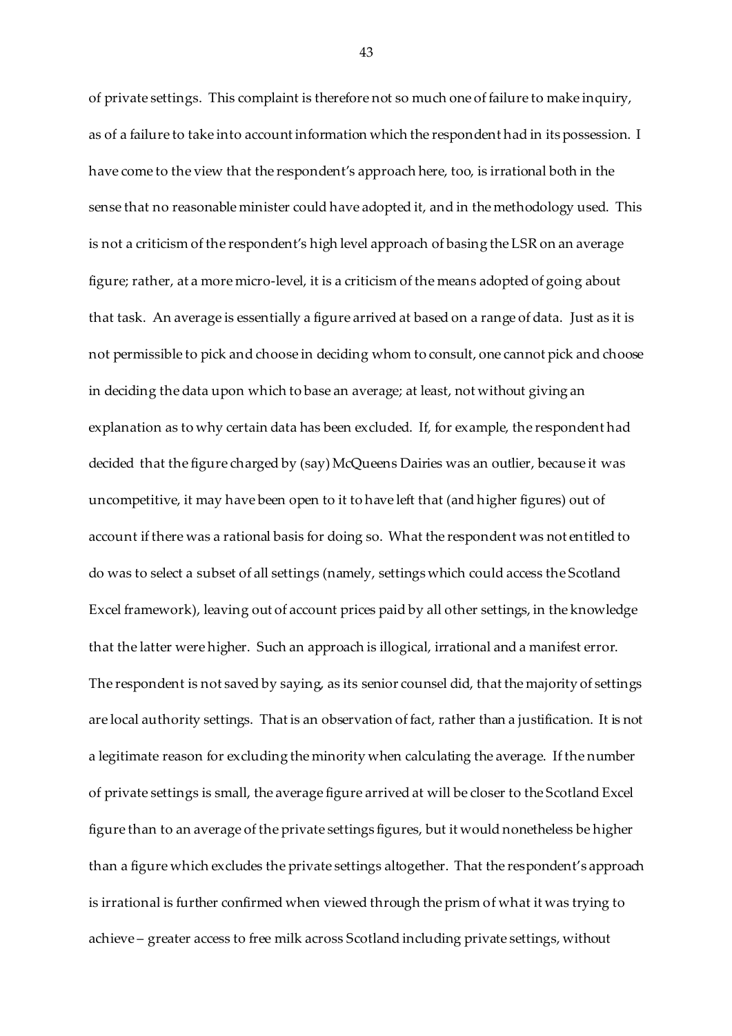of private settings. This complaint is therefore not so much one of failure to make inquiry, as of a failure to take into account information which the respondent had in its possession. I have come to the view that the respondent's approach here, too, is irrational both in the sense that no reasonable minister could have adopted it, and in the methodology used. This is not a criticism of the respondent's high level approach of basing the LSR on an average figure; rather, at a more micro-level, it is a criticism of the means adopted of going about that task. An average is essentially a figure arrived at based on a range of data. Just as it is not permissible to pick and choose in deciding whom to consult, one cannot pick and choose in deciding the data upon which to base an average; at least, not without giving an explanation as to why certain data has been excluded. If, for example, the respondent had decided that the figure charged by (say) McQueens Dairies was an outlier, because it was uncompetitive, it may have been open to it to have left that (and higher figures) out of account if there was a rational basis for doing so. What the respondent was not entitled to do was to select a subset of all settings (namely, settings which could access the Scotland Excel framework), leaving out of account prices paid by all other settings, in the knowledge that the latter were higher. Such an approach is illogical, irrational and a manifest error. The respondent is not saved by saying, as its senior counsel did, that the majority of settings are local authority settings. That is an observation of fact, rather than a justification. It is not a legitimate reason for excluding the minority when calculating the average. If the number of private settings is small, the average figure arrived at will be closer to the Scotland Excel figure than to an average of the private settings figures, but it would nonetheless be higher than a figure which excludes the private settings altogether. That the respondent's approach is irrational is further confirmed when viewed through the prism of what it was trying to achieve – greater access to free milk across Scotland including private settings, without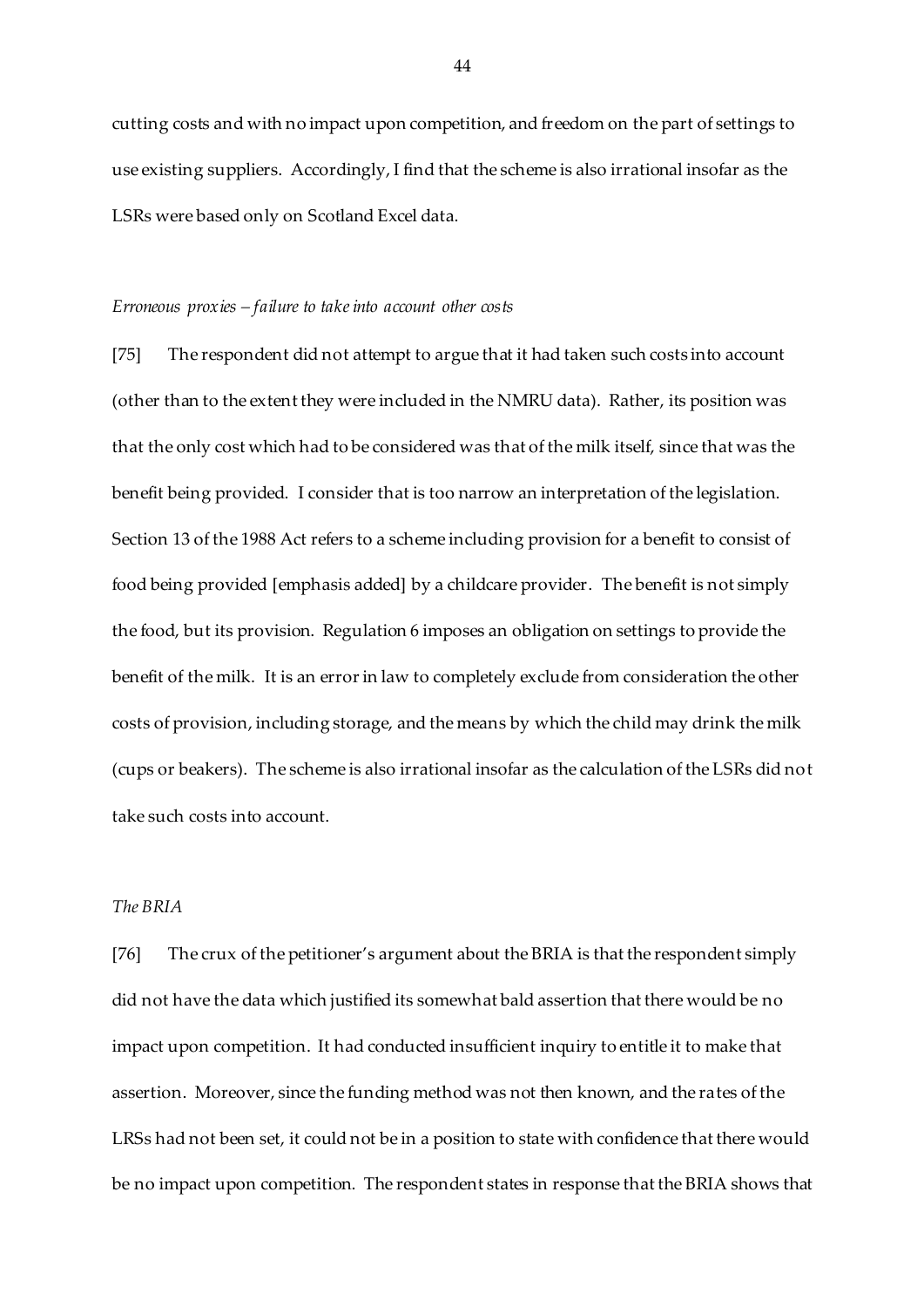cutting costs and with no impact upon competition, and freedom on the part of settings to use existing suppliers. Accordingly, I find that the scheme is also irrational insofar as the LSRs were based only on Scotland Excel data.

*Erroneous proxies – failure to take into account other costs*

[75] The respondent did not attempt to argue that it had taken such costs into account (other than to the extent they were included in the NMRU data). Rather, its position was that the only cost which had to be considered was that of the milk itself, since that was the benefit being provided. I consider that is too narrow an interpretation of the legislation. Section 13 of the 1988 Act refers to a scheme including provision for a benefit to consist of food being provided [emphasis added] by a childcare provider. The benefit is not simply the food, but its provision. Regulation 6 imposes an obligation on settings to provide the benefit of the milk. It is an error in law to completely exclude from consideration the other costs of provision, including storage, and the means by which the child may drink the milk (cups or beakers). The scheme is also irrational insofar as the calculation of the LSRs did not take such costs into account.

*The BRIA*

[76] The crux of the petitioner's argument about the BRIA is that the respondent simply did not have the data which justified its somewhat bald assertion that there would be no impact upon competition. It had conducted insufficient inquiry to entitle it to make that assertion. Moreover, since the funding method was not then known, and the rates of the LRSs had not been set, it could not be in a position to state with confidence that there would be no impact upon competition. The respondent states in response that the BRIA shows that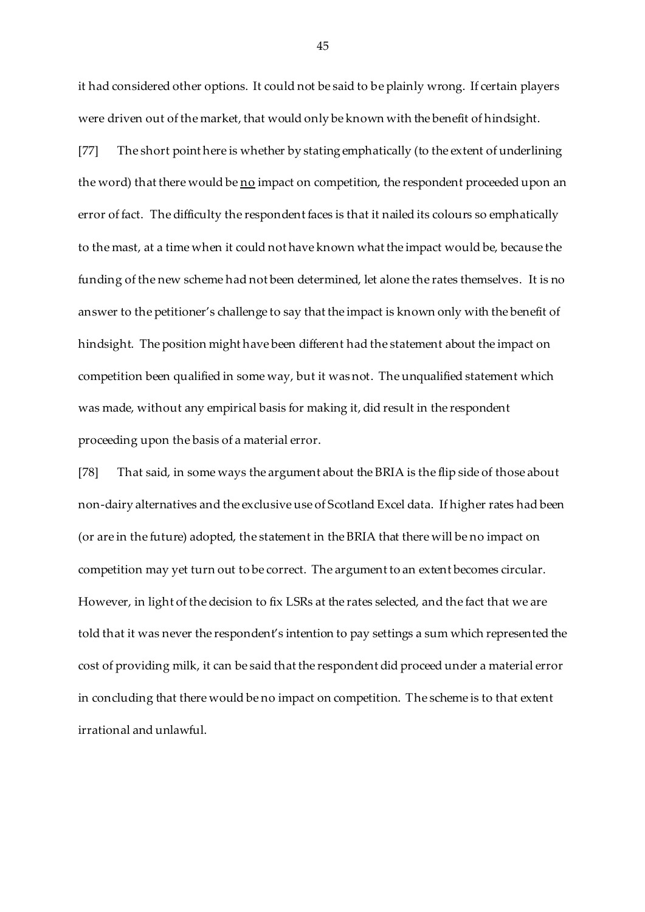it had considered other options. It could not be said to be plainly wrong. If certain players were driven out of the market, that would only be known with the benefit of hindsight.

[77] The short point here is whether by stating emphatically (to the extent of underlining the word) that there would be <u>no</u> impact on competition, the respondent proceeded upon an error of fact. The difficulty the respondent faces is that it nailed its colours so emphatically to the mast, at a time when it could not have known what the impact would be, because the funding of the new scheme had not been determined, let alone the rates themselves. It is no answer to the petitioner's challenge to say that the impact is known only with the benefit of hindsight. The position might have been different had the statement about the impact on competition been qualified in some way, but it was not. The unqualified statement which was made, without any empirical basis for making it, did result in the respondent proceeding upon the basis of a material error.

[78] That said, in some ways the argument about the BRIA is the flip side of those about non-dairy alternatives and the exclusive use of Scotland Excel data. If higher rates had been (or are in the future) adopted, the statement in the BRIA that there will be no impact on competition may yet turn out to be correct. The argument to an extent becomes circular. However, in light of the decision to fix LSRs at the rates selected, and the fact that we are told that it was never the respondent's intention to pay settings a sum which represented the cost of providing milk, it can be said that the respondent did proceed under a material error in concluding that there would be no impact on competition. The scheme is to that extent irrational and unlawful.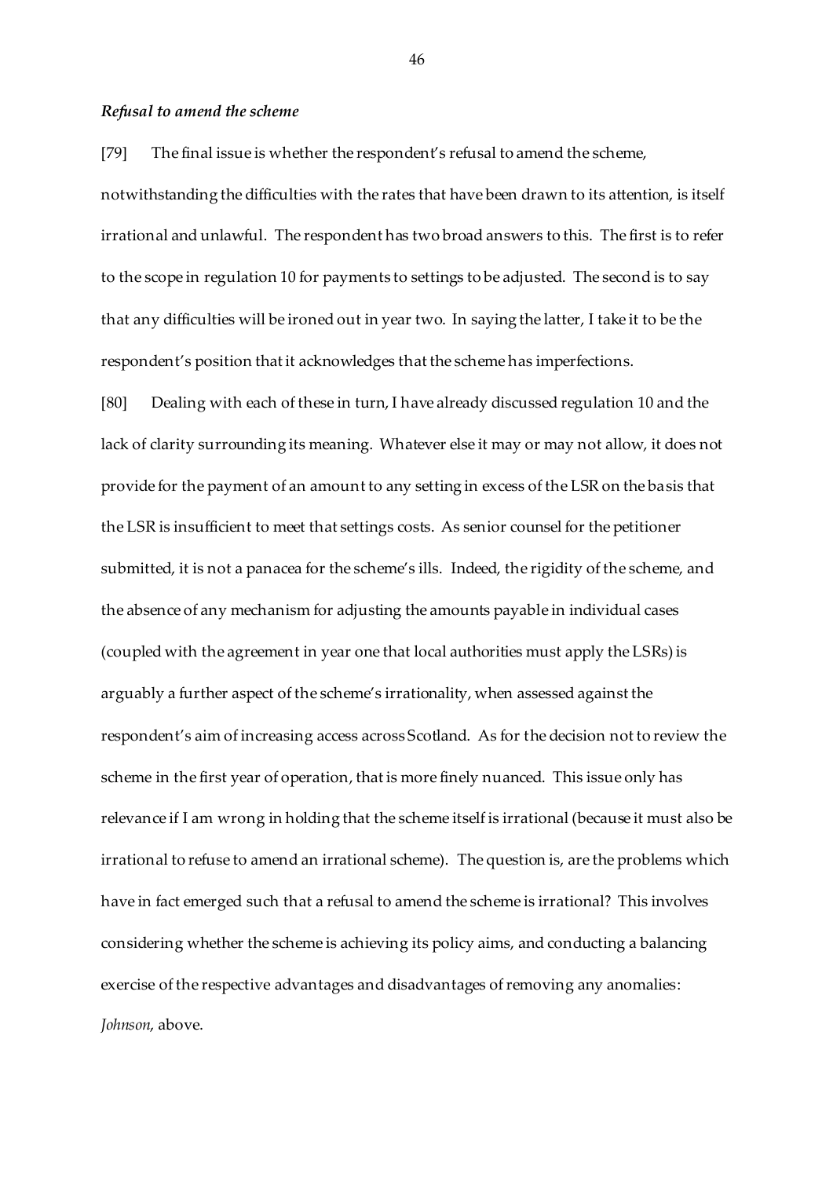### *Refusal to amend the scheme*

[79] The final issue is whether the respondent's refusal to amend the scheme, notwithstanding the difficulties with the rates that have been drawn to its attention, is itself irrational and unlawful. The respondent has two broad answers to this. The first is to refer to the scope in regulation 10 for payments to settings to be adjusted. The second is to say that any difficulties will be ironed out in year two. In saying the latter, I take it to be the respondent's position that it acknowledges that the scheme has imperfections.

[80] Dealing with each of these in turn, I have already discussed regulation 10 and the lack of clarity surrounding its meaning. Whatever else it may or may not allow, it does not provide for the payment of an amount to any setting in excess of the LSR on the basis that the LSR is insufficient to meet that settings costs. As senior counsel for the petitioner submitted, it is not a panacea for the scheme's ills. Indeed, the rigidity of the scheme, and the absence of any mechanism for adjusting the amounts payable in individual cases (coupled with the agreement in year one that local authorities must apply the LSRs) is arguably a further aspect of the scheme's irrationality, when assessed against the respondent's aim of increasing access across Scotland. As for the decision not to review the scheme in the first year of operation, that is more finely nuanced. This issue only has relevance if I am wrong in holding that the scheme itself is irrational (because it must also be irrational to refuse to amend an irrational scheme). The question is, are the problems which have in fact emerged such that a refusal to amend the scheme is irrational? This involves considering whether the scheme is achieving its policy aims, and conducting a balancing exercise of the respective advantages and disadvantages of removing any anomalies: *Johnson*, above.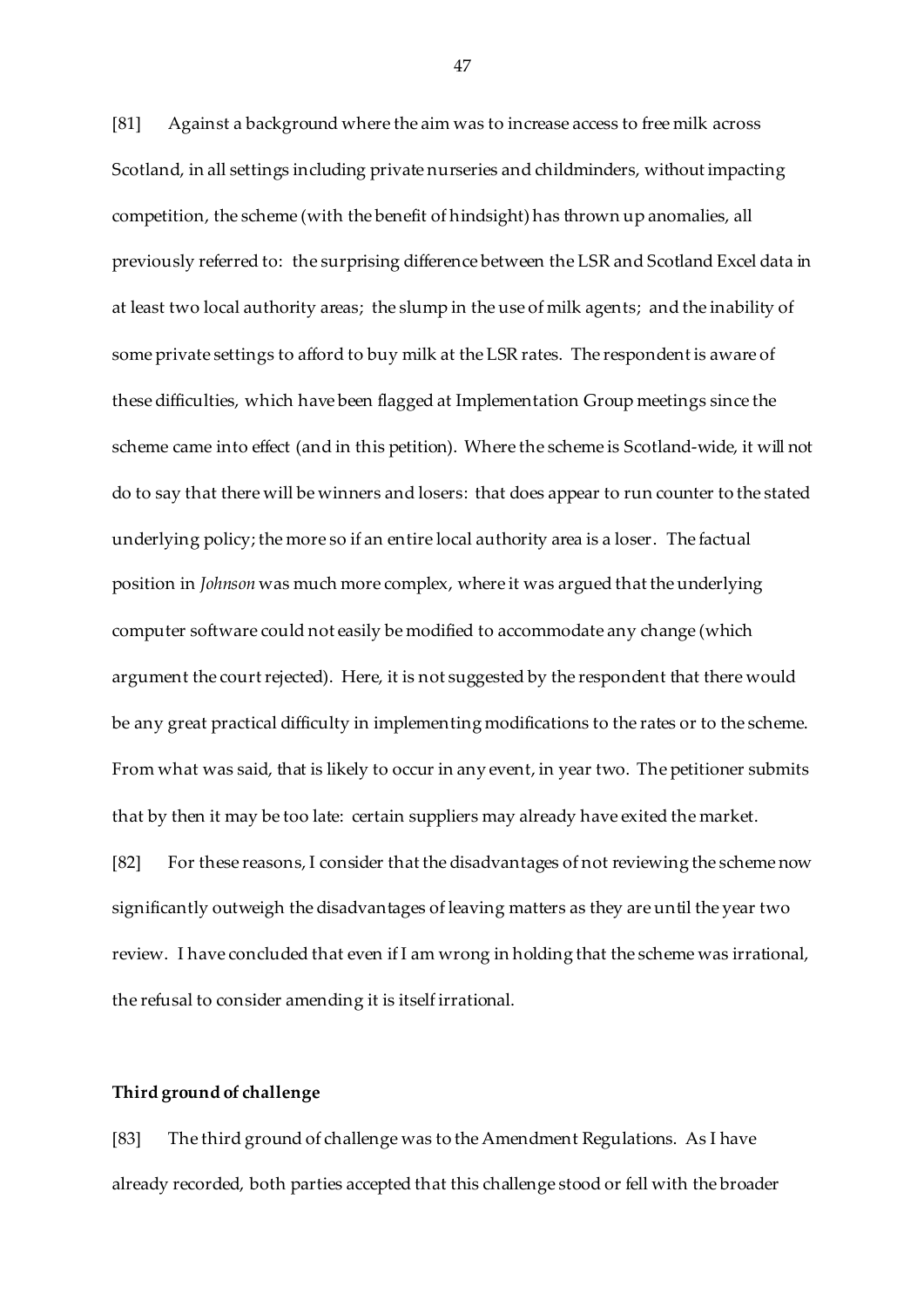[81] Against a background where the aim was to increase access to free milk across Scotland, in all settings including private nurseries and childminders, without impacting competition, the scheme (with the benefit of hindsight) has thrown up anomalies, all previously referred to: the surprising difference between the LSR and Scotland Excel data in at least two local authority areas; the slump in the use of milk agents; and the inability of some private settings to afford to buy milk at the LSR rates. The respondent is aware of these difficulties, which have been flagged at Implementation Group meetings since the scheme came into effect (and in this petition). Where the scheme is Scotland-wide, it will not do to say that there will be winners and losers: that does appear to run counter to the stated underlying policy; the more so if an entire local authority area is a loser. The factual position in *Johnson* was much more complex, where it was argued that the underlying computer software could not easily be modified to accommodate any change (which argument the court rejected). Here, it is not suggested by the respondent that there would be any great practical difficulty in implementing modifications to the rates or to the scheme. From what was said, that is likely to occur in any event, in year two. The petitioner submits that by then it may be too late: certain suppliers may already have exited the market.

[82] For these reasons, I consider that the disadvantages of not reviewing the scheme now significantly outweigh the disadvantages of leaving matters as they are until the year two review. I have concluded that even if I am wrong in holding that the scheme was irrational, the refusal to consider amending it is itself irrational.

**Third ground of challenge**

[83] The third ground of challenge was to the Amendment Regulations. As I have already recorded, both parties accepted that this challenge stood or fell with the broader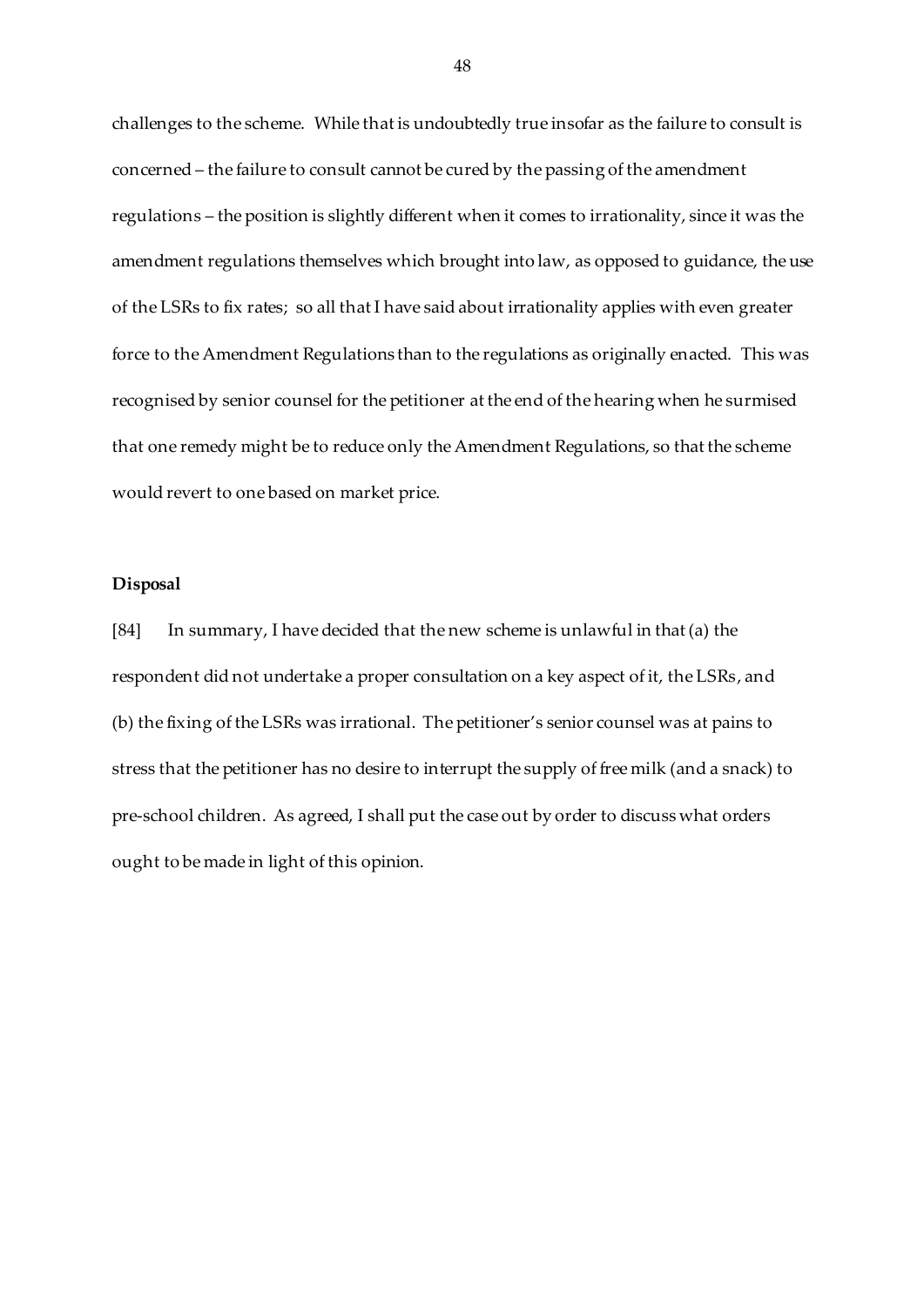challenges to the scheme. While that is undoubtedly true insofar as the failure to consult is concerned – the failure to consult cannot be cured by the passing of the amendment regulations – the position is slightly different when it comes to irrationality, since it was the amendment regulations themselves which brought into law, as opposed to guidance, the use of the LSRs to fix rates; so all that I have said about irrationality applies with even greater force to the Amendment Regulations than to the regulations as originally enacted. This was recognised by senior counsel for the petitioner at the end of the hearing when he surmised that one remedy might be to reduce only the Amendment Regulations, so that the scheme would revert to one based on market price.

**Disposal**

[84] In summary, I have decided that the new scheme is unlawful in that (a) the respondent did not undertake a proper consultation on a key aspect of it, the LSRs, and (b) the fixing of the LSRs was irrational. The petitioner's senior counsel was at pains to stress that the petitioner has no desire to interrupt the supply of free milk (and a snack) to pre-school children. As agreed, I shall put the case out by order to discuss what orders ought to be made in light of this opinion.